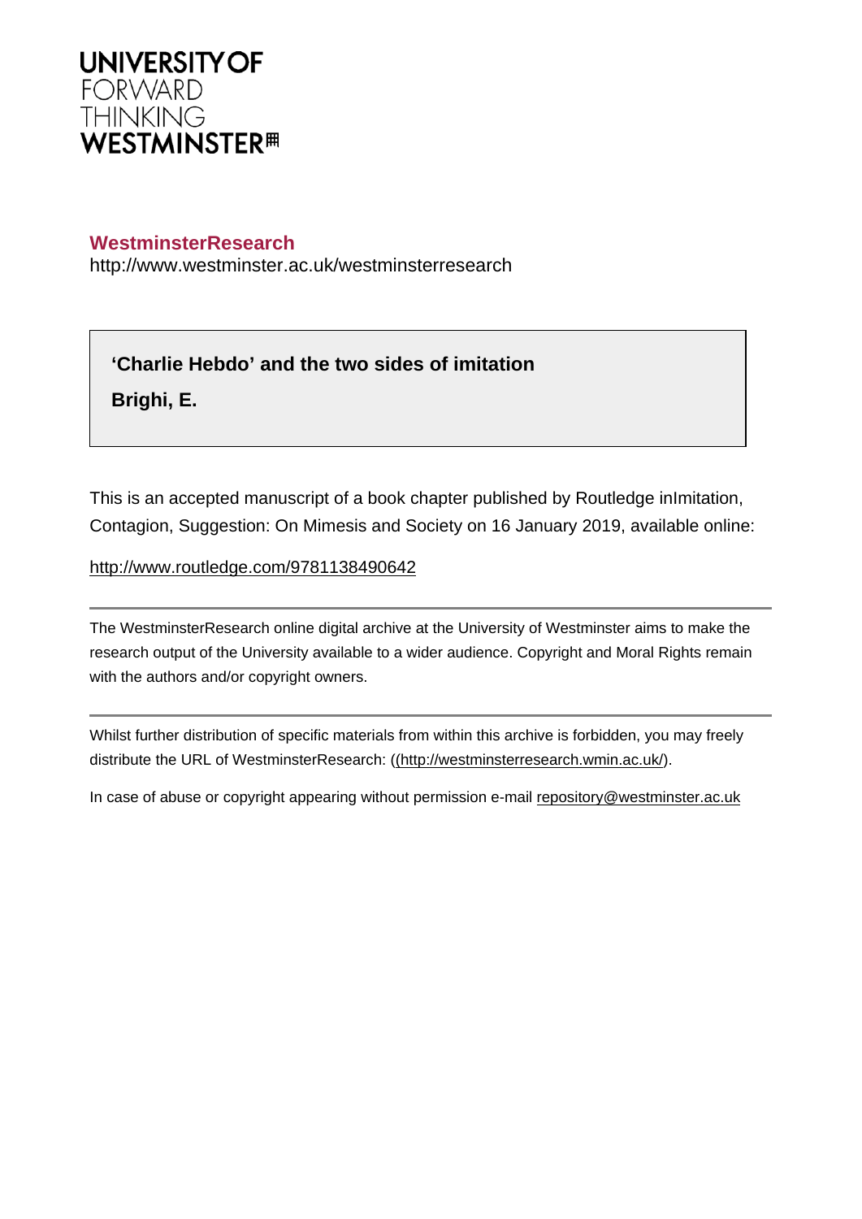UNIVERSITY OF
FORWARD
THINKING
WESTMINSTER

**WestminsterResearch**

http://www.westminster.ac.uk/westminsterresearch

**'Charlie Hebdo' and the two sides of imitation**

**Brighi, E.**

This is an accepted manuscript of a book chapter published by Routledge inImitation, Contagion, Suggestion: On Mimesis and Society on 16 January 2019, available online:

http://www.routledge.com/9781138490642

---

The WestminsterResearch online digital archive at the University of Westminster aims to make the research output of the University available to a wider audience. Copyright and Moral Rights remain with the authors and/or copyright owners.

---

Whilst further distribution of specific materials from within this archive is forbidden, you may freely distribute the URL of WestminsterResearch: ((http://westminsterresearch.wmin.ac.uk/).

In case of abuse or copyright appearing without permission e-mail repository@westminster.ac.uk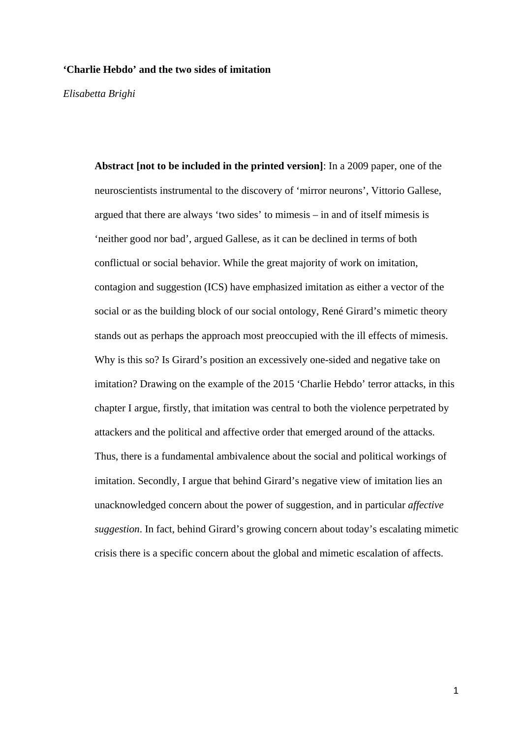**'Charlie Hebdo' and the two sides of imitation**

*Elisabetta Brighi*

> **Abstract [not to be included in the printed version]**: In a 2009 paper, one of the neuroscientists instrumental to the discovery of 'mirror neurons', Vittorio Gallese, argued that there are always 'two sides' to mimesis – in and of itself mimesis is 'neither good nor bad', argued Gallese, as it can be declined in terms of both conflictual or social behavior. While the great majority of work on imitation, contagion and suggestion (ICS) have emphasized imitation as either a vector of the social or as the building block of our social ontology, René Girard's mimetic theory stands out as perhaps the approach most preoccupied with the ill effects of mimesis. Why is this so? Is Girard's position an excessively one-sided and negative take on imitation? Drawing on the example of the 2015 'Charlie Hebdo' terror attacks, in this chapter I argue, firstly, that imitation was central to both the violence perpetrated by attackers and the political and affective order that emerged around of the attacks. Thus, there is a fundamental ambivalence about the social and political workings of imitation. Secondly, I argue that behind Girard's negative view of imitation lies an unacknowledged concern about the power of suggestion, and in particular *affective suggestion*. In fact, behind Girard's growing concern about today's escalating mimetic crisis there is a specific concern about the global and mimetic escalation of affects.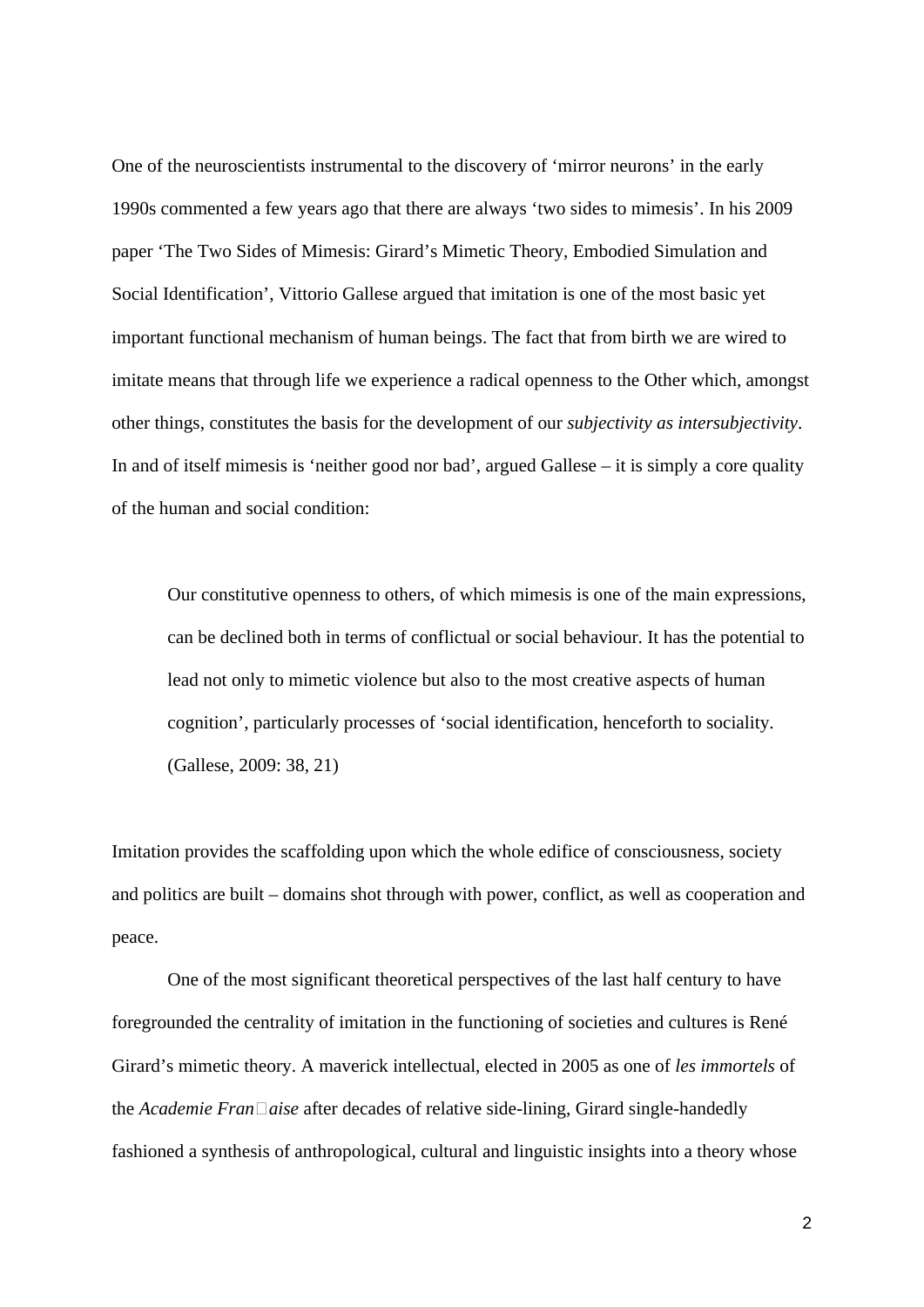One of the neuroscientists instrumental to the discovery of 'mirror neurons' in the early 1990s commented a few years ago that there are always 'two sides to mimesis'. In his 2009 paper 'The Two Sides of Mimesis: Girard's Mimetic Theory, Embodied Simulation and Social Identification', Vittorio Gallese argued that imitation is one of the most basic yet important functional mechanism of human beings. The fact that from birth we are wired to imitate means that through life we experience a radical openness to the Other which, amongst other things, constitutes the basis for the development of our *subjectivity as intersubjectivity*. In and of itself mimesis is 'neither good nor bad', argued Gallese – it is simply a core quality of the human and social condition:

> Our constitutive openness to others, of which mimesis is one of the main expressions, can be declined both in terms of conflictual or social behaviour. It has the potential to lead not only to mimetic violence but also to the most creative aspects of human cognition', particularly processes of 'social identification, henceforth to sociality. (Gallese, 2009: 38, 21)

Imitation provides the scaffolding upon which the whole edifice of consciousness, society and politics are built – domains shot through with power, conflict, as well as cooperation and peace.

One of the most significant theoretical perspectives of the last half century to have foregrounded the centrality of imitation in the functioning of societies and cultures is René Girard's mimetic theory. A maverick intellectual, elected in 2005 as one of *les immortels* of the *Academie Fran�aise* after decades of relative side-lining, Girard single-handedly fashioned a synthesis of anthropological, cultural and linguistic insights into a theory whose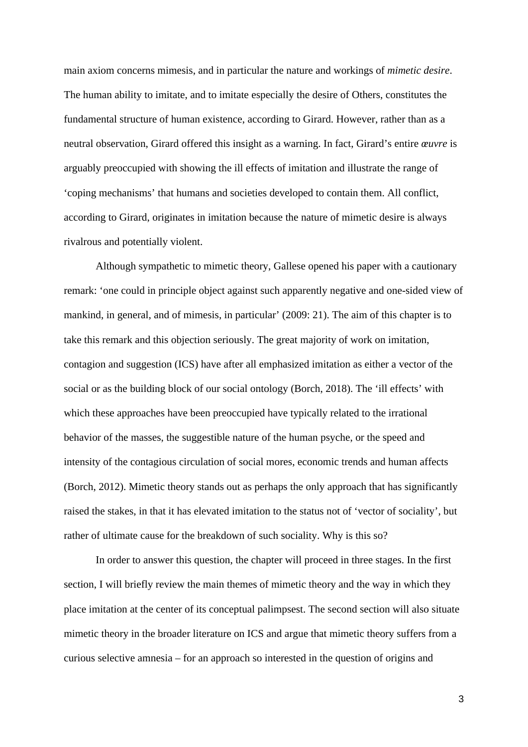main axiom concerns mimesis, and in particular the nature and workings of *mimetic desire*. The human ability to imitate, and to imitate especially the desire of Others, constitutes the fundamental structure of human existence, according to Girard. However, rather than as a neutral observation, Girard offered this insight as a warning. In fact, Girard's entire *œuvre* is arguably preoccupied with showing the ill effects of imitation and illustrate the range of 'coping mechanisms' that humans and societies developed to contain them. All conflict, according to Girard, originates in imitation because the nature of mimetic desire is always rivalrous and potentially violent.

Although sympathetic to mimetic theory, Gallese opened his paper with a cautionary remark: 'one could in principle object against such apparently negative and one-sided view of mankind, in general, and of mimesis, in particular' (2009: 21). The aim of this chapter is to take this remark and this objection seriously. The great majority of work on imitation, contagion and suggestion (ICS) have after all emphasized imitation as either a vector of the social or as the building block of our social ontology (Borch, 2018). The 'ill effects' with which these approaches have been preoccupied have typically related to the irrational behavior of the masses, the suggestible nature of the human psyche, or the speed and intensity of the contagious circulation of social mores, economic trends and human affects (Borch, 2012). Mimetic theory stands out as perhaps the only approach that has significantly raised the stakes, in that it has elevated imitation to the status not of 'vector of sociality', but rather of ultimate cause for the breakdown of such sociality. Why is this so?

In order to answer this question, the chapter will proceed in three stages. In the first section, I will briefly review the main themes of mimetic theory and the way in which they place imitation at the center of its conceptual palimpsest. The second section will also situate mimetic theory in the broader literature on ICS and argue that mimetic theory suffers from a curious selective amnesia – for an approach so interested in the question of origins and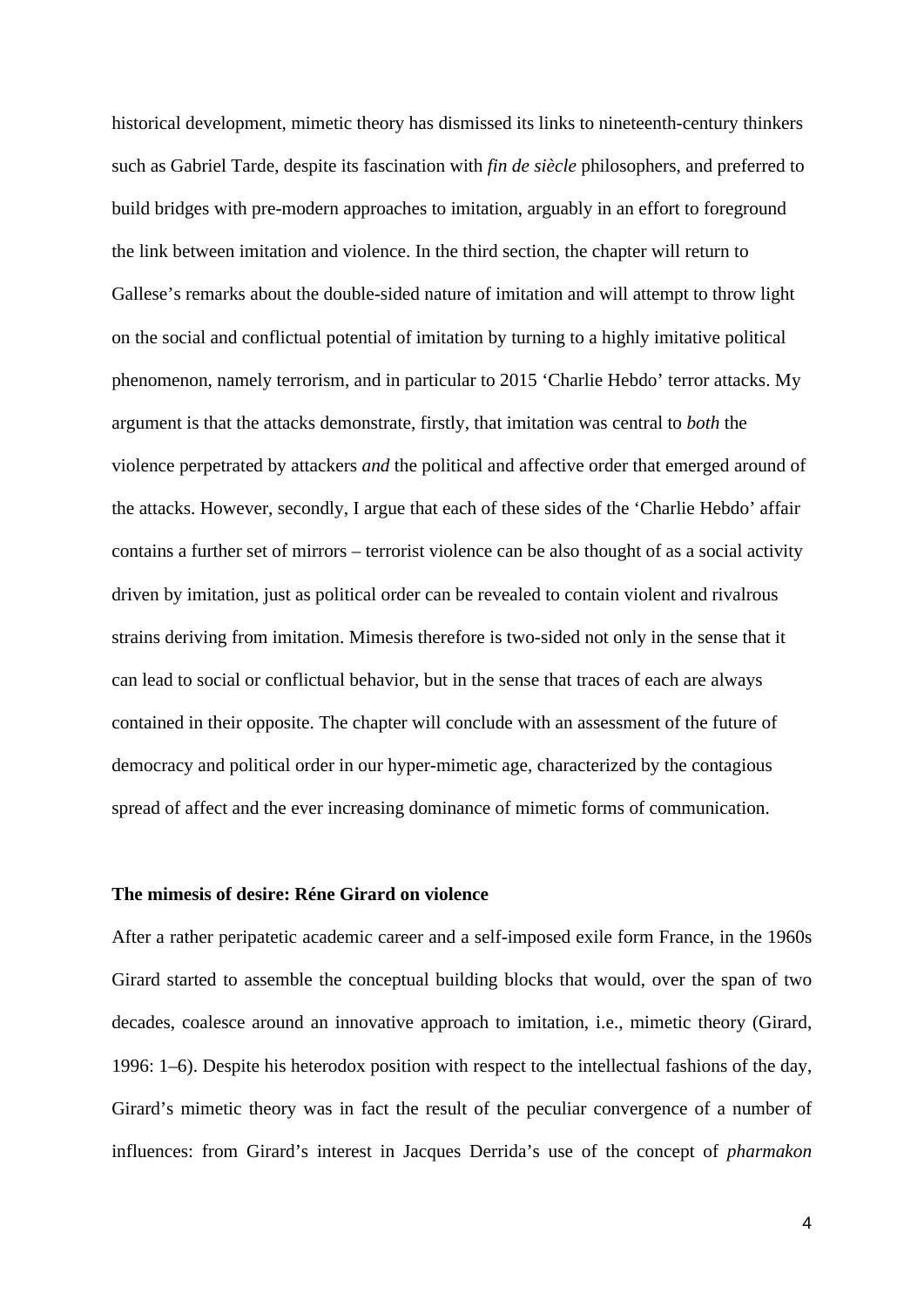historical development, mimetic theory has dismissed its links to nineteenth-century thinkers such as Gabriel Tarde, despite its fascination with *fin de siècle* philosophers, and preferred to build bridges with pre-modern approaches to imitation, arguably in an effort to foreground the link between imitation and violence. In the third section, the chapter will return to Gallese's remarks about the double-sided nature of imitation and will attempt to throw light on the social and conflictual potential of imitation by turning to a highly imitative political phenomenon, namely terrorism, and in particular to 2015 'Charlie Hebdo' terror attacks. My argument is that the attacks demonstrate, firstly, that imitation was central to *both* the violence perpetrated by attackers *and* the political and affective order that emerged around of the attacks. However, secondly, I argue that each of these sides of the 'Charlie Hebdo' affair contains a further set of mirrors – terrorist violence can be also thought of as a social activity driven by imitation, just as political order can be revealed to contain violent and rivalrous strains deriving from imitation. Mimesis therefore is two-sided not only in the sense that it can lead to social or conflictual behavior, but in the sense that traces of each are always contained in their opposite. The chapter will conclude with an assessment of the future of democracy and political order in our hyper-mimetic age, characterized by the contagious spread of affect and the ever increasing dominance of mimetic forms of communication.

## The mimesis of desire: Réne Girard on violence

After a rather peripatetic academic career and a self-imposed exile form France, in the 1960s Girard started to assemble the conceptual building blocks that would, over the span of two decades, coalesce around an innovative approach to imitation, i.e., mimetic theory (Girard, 1996: 1–6). Despite his heterodox position with respect to the intellectual fashions of the day, Girard's mimetic theory was in fact the result of the peculiar convergence of a number of influences: from Girard's interest in Jacques Derrida's use of the concept of *pharmakon*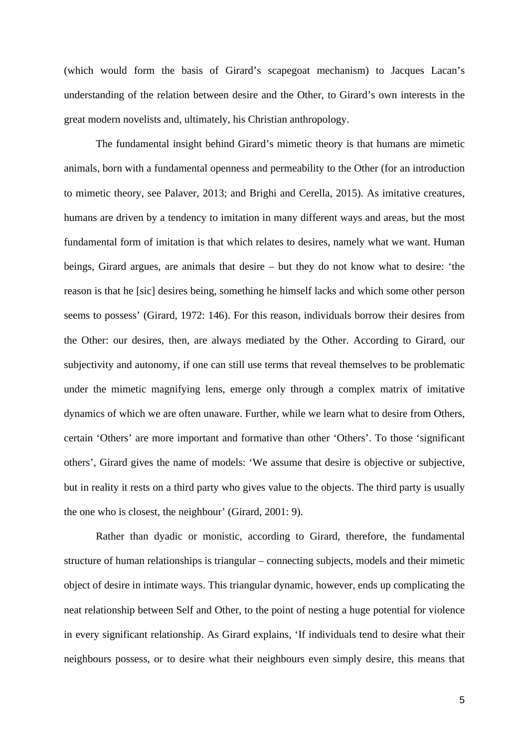(which would form the basis of Girard's scapegoat mechanism) to Jacques Lacan's understanding of the relation between desire and the Other, to Girard's own interests in the great modern novelists and, ultimately, his Christian anthropology.

The fundamental insight behind Girard's mimetic theory is that humans are mimetic animals, born with a fundamental openness and permeability to the Other (for an introduction to mimetic theory, see Palaver, 2013; and Brighi and Cerella, 2015). As imitative creatures, humans are driven by a tendency to imitation in many different ways and areas, but the most fundamental form of imitation is that which relates to desires, namely what we want. Human beings, Girard argues, are animals that desire – but they do not know what to desire: 'the reason is that he [sic] desires being, something he himself lacks and which some other person seems to possess' (Girard, 1972: 146). For this reason, individuals borrow their desires from the Other: our desires, then, are always mediated by the Other. According to Girard, our subjectivity and autonomy, if one can still use terms that reveal themselves to be problematic under the mimetic magnifying lens, emerge only through a complex matrix of imitative dynamics of which we are often unaware. Further, while we learn what to desire from Others, certain 'Others' are more important and formative than other 'Others'. To those 'significant others', Girard gives the name of models: 'We assume that desire is objective or subjective, but in reality it rests on a third party who gives value to the objects. The third party is usually the one who is closest, the neighbour' (Girard, 2001: 9).

Rather than dyadic or monistic, according to Girard, therefore, the fundamental structure of human relationships is triangular – connecting subjects, models and their mimetic object of desire in intimate ways. This triangular dynamic, however, ends up complicating the neat relationship between Self and Other, to the point of nesting a huge potential for violence in every significant relationship. As Girard explains, 'If individuals tend to desire what their neighbours possess, or to desire what their neighbours even simply desire, this means that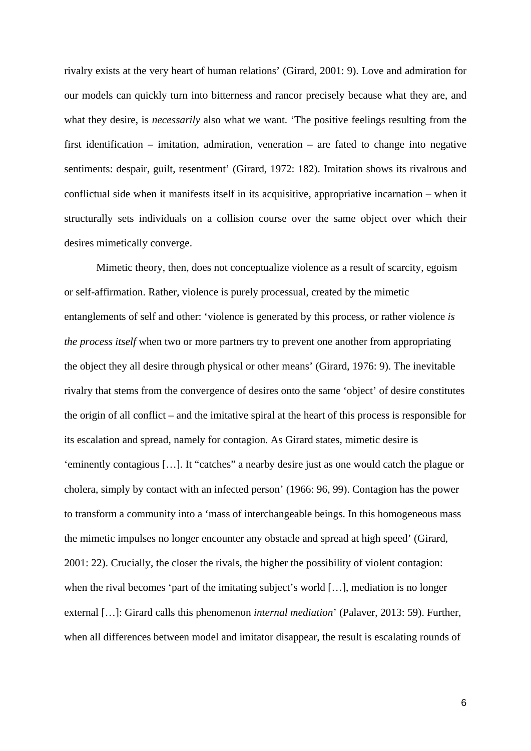rivalry exists at the very heart of human relations' (Girard, 2001: 9). Love and admiration for our models can quickly turn into bitterness and rancor precisely because what they are, and what they desire, is *necessarily* also what we want. 'The positive feelings resulting from the first identification – imitation, admiration, veneration – are fated to change into negative sentiments: despair, guilt, resentment' (Girard, 1972: 182). Imitation shows its rivalrous and conflictual side when it manifests itself in its acquisitive, appropriative incarnation – when it structurally sets individuals on a collision course over the same object over which their desires mimetically converge.

Mimetic theory, then, does not conceptualize violence as a result of scarcity, egoism or self-affirmation. Rather, violence is purely processual, created by the mimetic entanglements of self and other: 'violence is generated by this process, or rather violence *is the process itself* when two or more partners try to prevent one another from appropriating the object they all desire through physical or other means' (Girard, 1976: 9). The inevitable rivalry that stems from the convergence of desires onto the same 'object' of desire constitutes the origin of all conflict – and the imitative spiral at the heart of this process is responsible for its escalation and spread, namely for contagion. As Girard states, mimetic desire is 'eminently contagious […]. It "catches" a nearby desire just as one would catch the plague or cholera, simply by contact with an infected person' (1966: 96, 99). Contagion has the power to transform a community into a 'mass of interchangeable beings. In this homogeneous mass the mimetic impulses no longer encounter any obstacle and spread at high speed' (Girard, 2001: 22). Crucially, the closer the rivals, the higher the possibility of violent contagion: when the rival becomes 'part of the imitating subject's world […], mediation is no longer external […]: Girard calls this phenomenon *internal mediation*' (Palaver, 2013: 59). Further, when all differences between model and imitator disappear, the result is escalating rounds of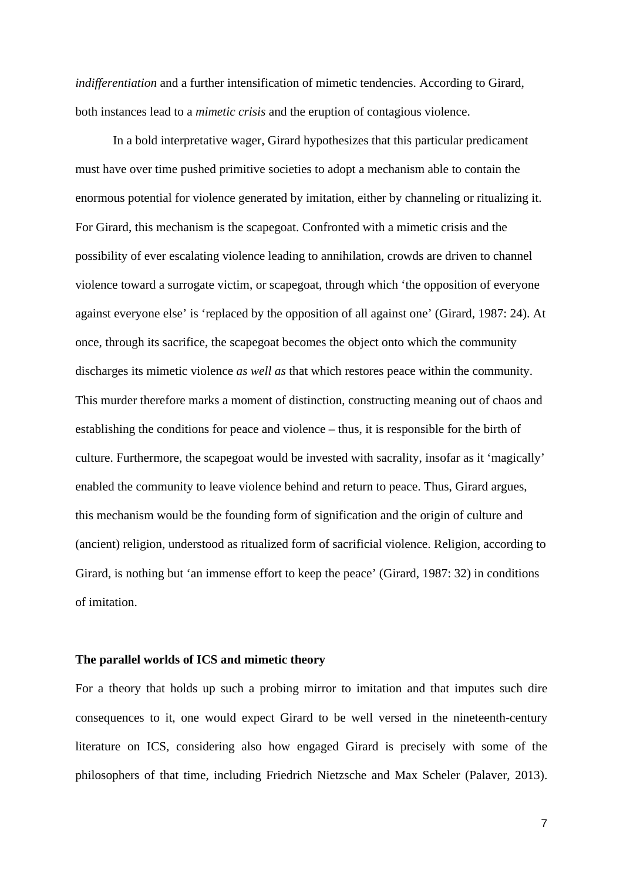*indifferentiation* and a further intensification of mimetic tendencies. According to Girard, both instances lead to a *mimetic crisis* and the eruption of contagious violence.

In a bold interpretative wager, Girard hypothesizes that this particular predicament must have over time pushed primitive societies to adopt a mechanism able to contain the enormous potential for violence generated by imitation, either by channeling or ritualizing it. For Girard, this mechanism is the scapegoat. Confronted with a mimetic crisis and the possibility of ever escalating violence leading to annihilation, crowds are driven to channel violence toward a surrogate victim, or scapegoat, through which 'the opposition of everyone against everyone else' is 'replaced by the opposition of all against one' (Girard, 1987: 24). At once, through its sacrifice, the scapegoat becomes the object onto which the community discharges its mimetic violence *as well as* that which restores peace within the community. This murder therefore marks a moment of distinction, constructing meaning out of chaos and establishing the conditions for peace and violence – thus, it is responsible for the birth of culture. Furthermore, the scapegoat would be invested with sacrality, insofar as it 'magically' enabled the community to leave violence behind and return to peace. Thus, Girard argues, this mechanism would be the founding form of signification and the origin of culture and (ancient) religion, understood as ritualized form of sacrificial violence. Religion, according to Girard, is nothing but 'an immense effort to keep the peace' (Girard, 1987: 32) in conditions of imitation.

## The parallel worlds of ICS and mimetic theory

For a theory that holds up such a probing mirror to imitation and that imputes such dire consequences to it, one would expect Girard to be well versed in the nineteenth-century literature on ICS, considering also how engaged Girard is precisely with some of the philosophers of that time, including Friedrich Nietzsche and Max Scheler (Palaver, 2013).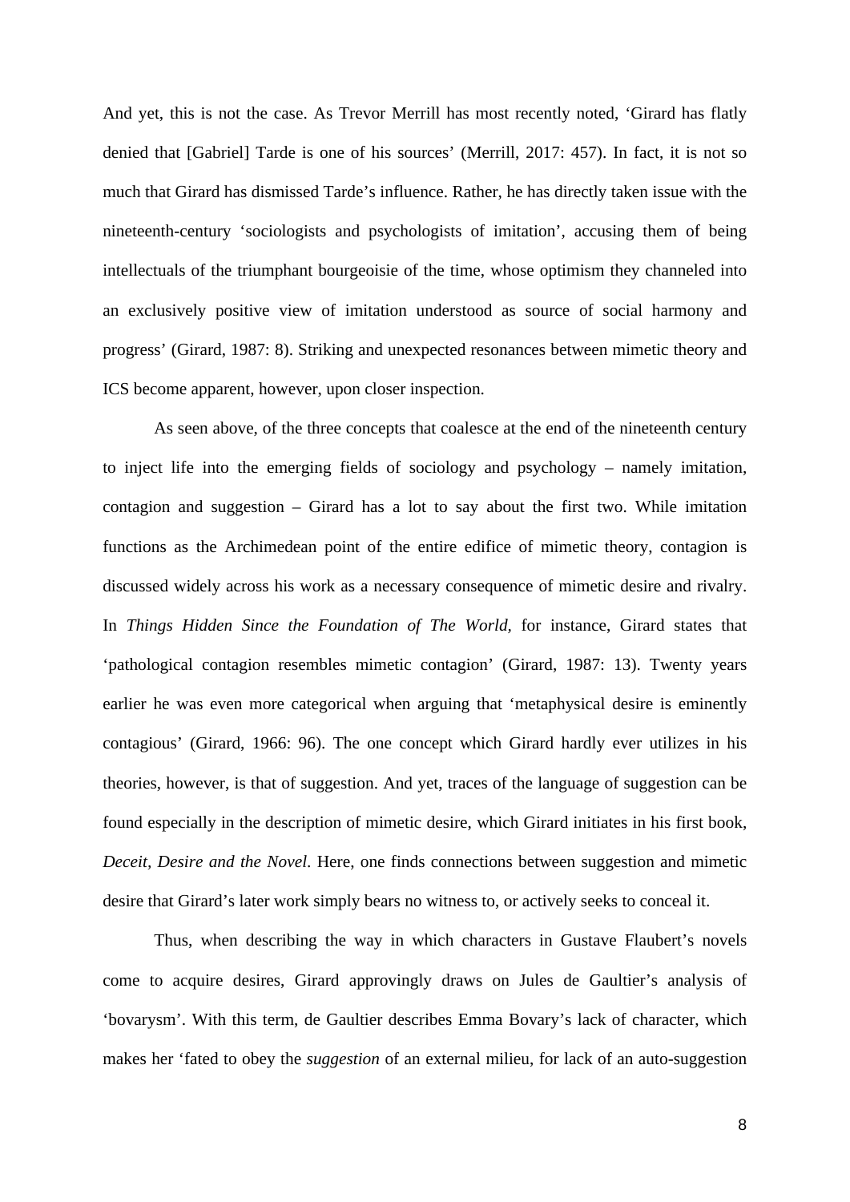And yet, this is not the case. As Trevor Merrill has most recently noted, 'Girard has flatly denied that [Gabriel] Tarde is one of his sources' (Merrill, 2017: 457). In fact, it is not so much that Girard has dismissed Tarde's influence. Rather, he has directly taken issue with the nineteenth-century 'sociologists and psychologists of imitation', accusing them of being intellectuals of the triumphant bourgeoisie of the time, whose optimism they channeled into an exclusively positive view of imitation understood as source of social harmony and progress' (Girard, 1987: 8). Striking and unexpected resonances between mimetic theory and ICS become apparent, however, upon closer inspection.

As seen above, of the three concepts that coalesce at the end of the nineteenth century to inject life into the emerging fields of sociology and psychology – namely imitation, contagion and suggestion – Girard has a lot to say about the first two. While imitation functions as the Archimedean point of the entire edifice of mimetic theory, contagion is discussed widely across his work as a necessary consequence of mimetic desire and rivalry. In *Things Hidden Since the Foundation of The World*, for instance, Girard states that 'pathological contagion resembles mimetic contagion' (Girard, 1987: 13). Twenty years earlier he was even more categorical when arguing that 'metaphysical desire is eminently contagious' (Girard, 1966: 96). The one concept which Girard hardly ever utilizes in his theories, however, is that of suggestion. And yet, traces of the language of suggestion can be found especially in the description of mimetic desire, which Girard initiates in his first book, *Deceit, Desire and the Novel*. Here, one finds connections between suggestion and mimetic desire that Girard's later work simply bears no witness to, or actively seeks to conceal it.

Thus, when describing the way in which characters in Gustave Flaubert's novels come to acquire desires, Girard approvingly draws on Jules de Gaultier's analysis of 'bovarysm'. With this term, de Gaultier describes Emma Bovary's lack of character, which makes her 'fated to obey the *suggestion* of an external milieu, for lack of an auto-suggestion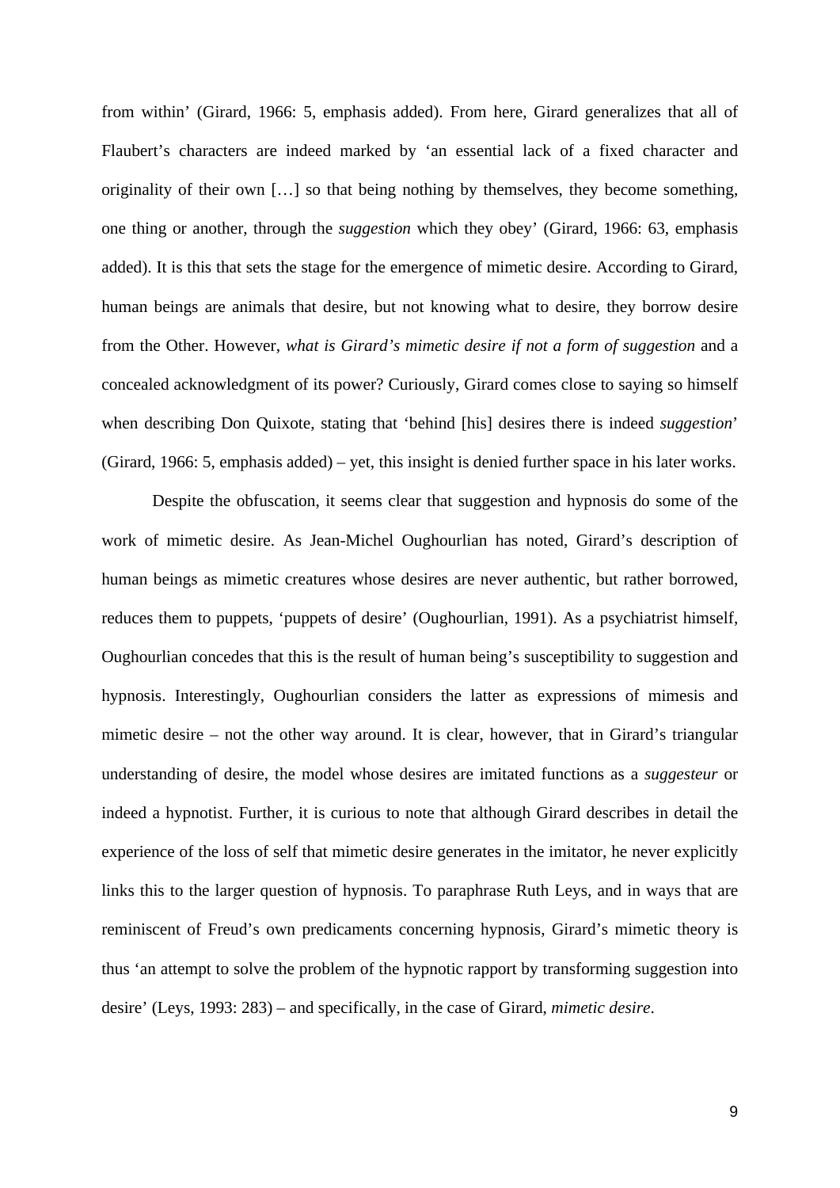from within' (Girard, 1966: 5, emphasis added). From here, Girard generalizes that all of Flaubert's characters are indeed marked by 'an essential lack of a fixed character and originality of their own […] so that being nothing by themselves, they become something, one thing or another, through the *suggestion* which they obey' (Girard, 1966: 63, emphasis added). It is this that sets the stage for the emergence of mimetic desire. According to Girard, human beings are animals that desire, but not knowing what to desire, they borrow desire from the Other. However, *what is Girard's mimetic desire if not a form of suggestion* and a concealed acknowledgment of its power? Curiously, Girard comes close to saying so himself when describing Don Quixote, stating that 'behind [his] desires there is indeed *suggestion*' (Girard, 1966: 5, emphasis added) – yet, this insight is denied further space in his later works.

Despite the obfuscation, it seems clear that suggestion and hypnosis do some of the work of mimetic desire. As Jean-Michel Oughourlian has noted, Girard's description of human beings as mimetic creatures whose desires are never authentic, but rather borrowed, reduces them to puppets, 'puppets of desire' (Oughourlian, 1991). As a psychiatrist himself, Oughourlian concedes that this is the result of human being's susceptibility to suggestion and hypnosis. Interestingly, Oughourlian considers the latter as expressions of mimesis and mimetic desire – not the other way around. It is clear, however, that in Girard's triangular understanding of desire, the model whose desires are imitated functions as a *suggesteur* or indeed a hypnotist. Further, it is curious to note that although Girard describes in detail the experience of the loss of self that mimetic desire generates in the imitator, he never explicitly links this to the larger question of hypnosis. To paraphrase Ruth Leys, and in ways that are reminiscent of Freud's own predicaments concerning hypnosis, Girard's mimetic theory is thus 'an attempt to solve the problem of the hypnotic rapport by transforming suggestion into desire' (Leys, 1993: 283) – and specifically, in the case of Girard, *mimetic desire*.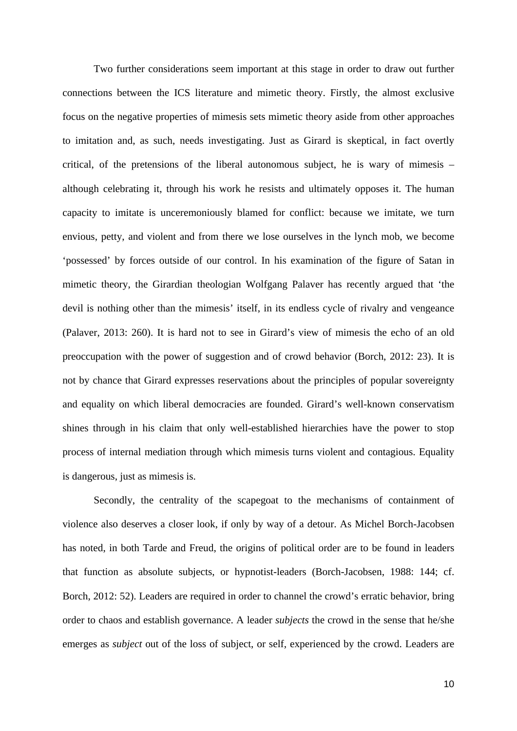Two further considerations seem important at this stage in order to draw out further connections between the ICS literature and mimetic theory. Firstly, the almost exclusive focus on the negative properties of mimesis sets mimetic theory aside from other approaches to imitation and, as such, needs investigating. Just as Girard is skeptical, in fact overtly critical, of the pretensions of the liberal autonomous subject, he is wary of mimesis – although celebrating it, through his work he resists and ultimately opposes it. The human capacity to imitate is unceremoniously blamed for conflict: because we imitate, we turn envious, petty, and violent and from there we lose ourselves in the lynch mob, we become 'possessed' by forces outside of our control. In his examination of the figure of Satan in mimetic theory, the Girardian theologian Wolfgang Palaver has recently argued that 'the devil is nothing other than the mimesis' itself, in its endless cycle of rivalry and vengeance (Palaver, 2013: 260). It is hard not to see in Girard's view of mimesis the echo of an old preoccupation with the power of suggestion and of crowd behavior (Borch, 2012: 23). It is not by chance that Girard expresses reservations about the principles of popular sovereignty and equality on which liberal democracies are founded. Girard's well-known conservatism shines through in his claim that only well-established hierarchies have the power to stop process of internal mediation through which mimesis turns violent and contagious. Equality is dangerous, just as mimesis is.

Secondly, the centrality of the scapegoat to the mechanisms of containment of violence also deserves a closer look, if only by way of a detour. As Michel Borch-Jacobsen has noted, in both Tarde and Freud, the origins of political order are to be found in leaders that function as absolute subjects, or hypnotist-leaders (Borch-Jacobsen, 1988: 144; cf. Borch, 2012: 52). Leaders are required in order to channel the crowd's erratic behavior, bring order to chaos and establish governance. A leader *subjects* the crowd in the sense that he/she emerges as *subject* out of the loss of subject, or self, experienced by the crowd. Leaders are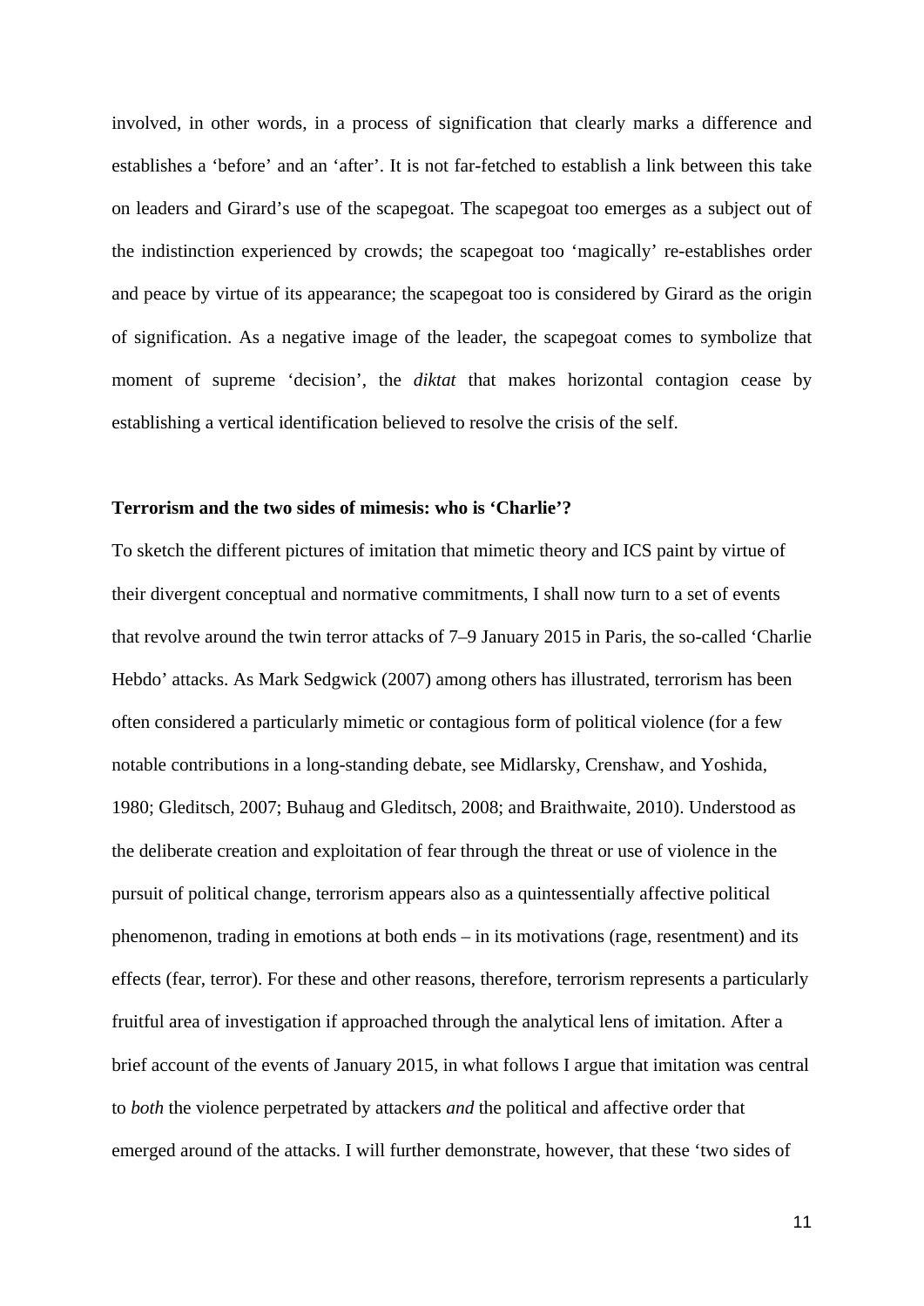involved, in other words, in a process of signification that clearly marks a difference and establishes a 'before' and an 'after'. It is not far-fetched to establish a link between this take on leaders and Girard's use of the scapegoat. The scapegoat too emerges as a subject out of the indistinction experienced by crowds; the scapegoat too 'magically' re-establishes order and peace by virtue of its appearance; the scapegoat too is considered by Girard as the origin of signification. As a negative image of the leader, the scapegoat comes to symbolize that moment of supreme 'decision', the *diktat* that makes horizontal contagion cease by establishing a vertical identification believed to resolve the crisis of the self.

**Terrorism and the two sides of mimesis: who is 'Charlie'?**

To sketch the different pictures of imitation that mimetic theory and ICS paint by virtue of their divergent conceptual and normative commitments, I shall now turn to a set of events that revolve around the twin terror attacks of 7–9 January 2015 in Paris, the so-called 'Charlie Hebdo' attacks. As Mark Sedgwick (2007) among others has illustrated, terrorism has been often considered a particularly mimetic or contagious form of political violence (for a few notable contributions in a long-standing debate, see Midlarsky, Crenshaw, and Yoshida, 1980; Gleditsch, 2007; Buhaug and Gleditsch, 2008; and Braithwaite, 2010). Understood as the deliberate creation and exploitation of fear through the threat or use of violence in the pursuit of political change, terrorism appears also as a quintessentially affective political phenomenon, trading in emotions at both ends – in its motivations (rage, resentment) and its effects (fear, terror). For these and other reasons, therefore, terrorism represents a particularly fruitful area of investigation if approached through the analytical lens of imitation. After a brief account of the events of January 2015, in what follows I argue that imitation was central to *both* the violence perpetrated by attackers *and* the political and affective order that emerged around of the attacks. I will further demonstrate, however, that these 'two sides of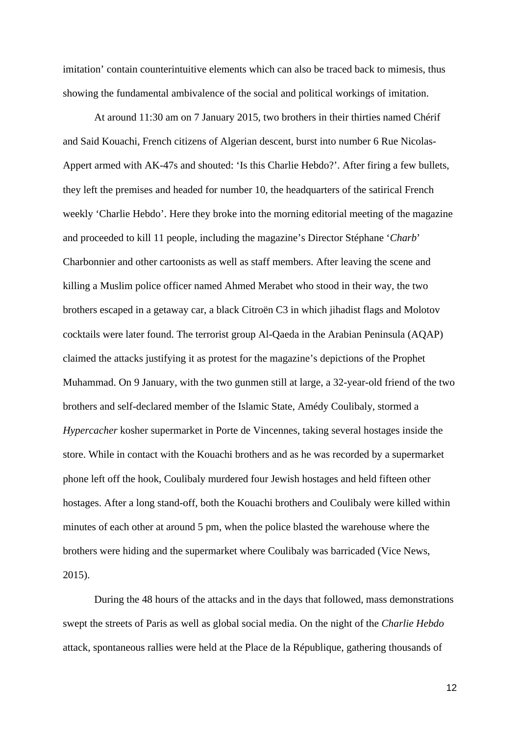imitation' contain counterintuitive elements which can also be traced back to mimesis, thus showing the fundamental ambivalence of the social and political workings of imitation.

At around 11:30 am on 7 January 2015, two brothers in their thirties named Chérif and Said Kouachi, French citizens of Algerian descent, burst into number 6 Rue Nicolas-Appert armed with AK-47s and shouted: 'Is this Charlie Hebdo?'. After firing a few bullets, they left the premises and headed for number 10, the headquarters of the satirical French weekly 'Charlie Hebdo'. Here they broke into the morning editorial meeting of the magazine and proceeded to kill 11 people, including the magazine's Director Stéphane '*Charb*' Charbonnier and other cartoonists as well as staff members. After leaving the scene and killing a Muslim police officer named Ahmed Merabet who stood in their way, the two brothers escaped in a getaway car, a black Citroën C3 in which jihadist flags and Molotov cocktails were later found. The terrorist group Al-Qaeda in the Arabian Peninsula (AQAP) claimed the attacks justifying it as protest for the magazine's depictions of the Prophet Muhammad. On 9 January, with the two gunmen still at large, a 32-year-old friend of the two brothers and self-declared member of the Islamic State, Amédy Coulibaly, stormed a *Hypercacher* kosher supermarket in Porte de Vincennes, taking several hostages inside the store. While in contact with the Kouachi brothers and as he was recorded by a supermarket phone left off the hook, Coulibaly murdered four Jewish hostages and held fifteen other hostages. After a long stand-off, both the Kouachi brothers and Coulibaly were killed within minutes of each other at around 5 pm, when the police blasted the warehouse where the brothers were hiding and the supermarket where Coulibaly was barricaded (Vice News, 2015).

During the 48 hours of the attacks and in the days that followed, mass demonstrations swept the streets of Paris as well as global social media. On the night of the *Charlie Hebdo* attack, spontaneous rallies were held at the Place de la République, gathering thousands of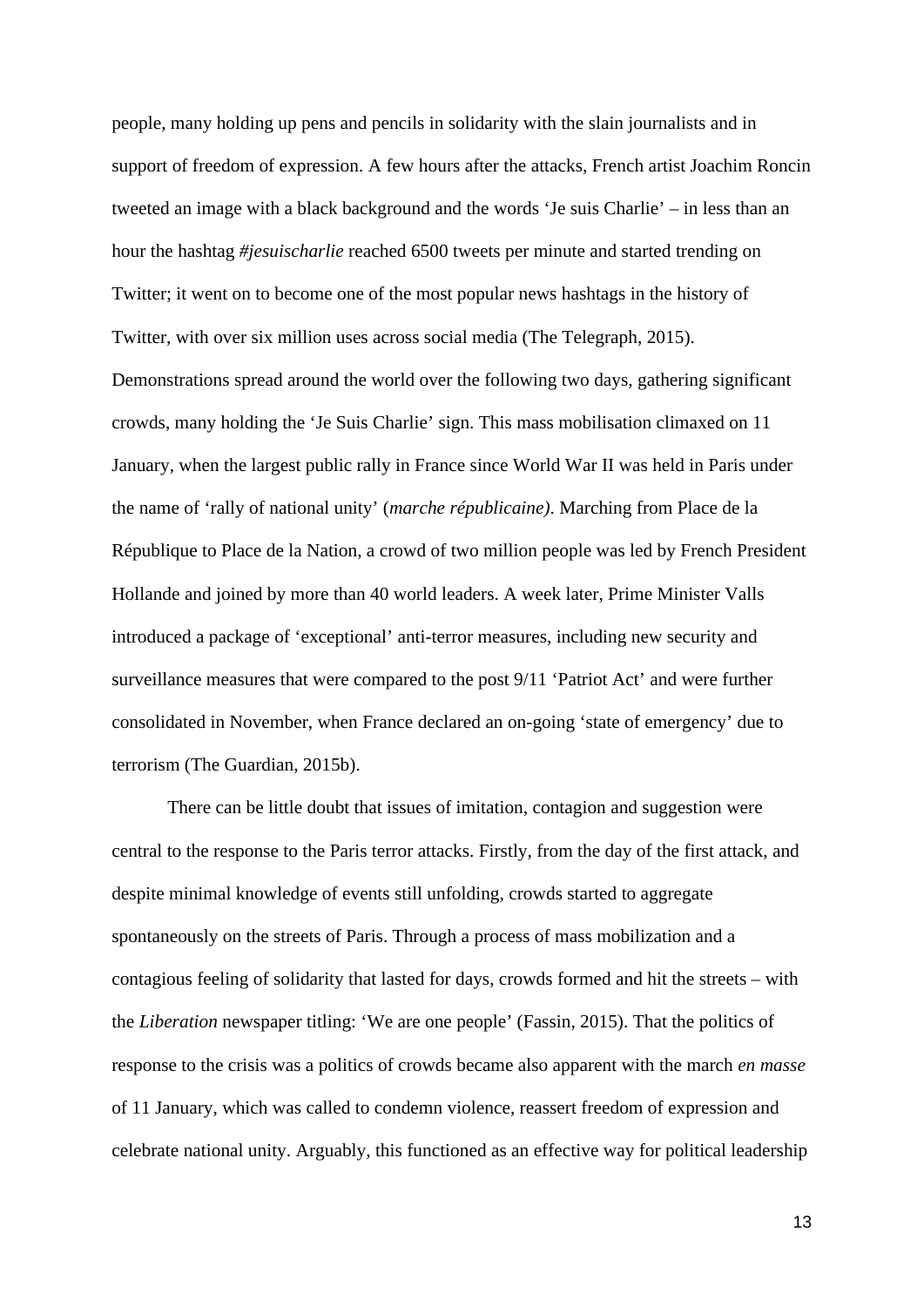people, many holding up pens and pencils in solidarity with the slain journalists and in support of freedom of expression. A few hours after the attacks, French artist Joachim Roncin tweeted an image with a black background and the words 'Je suis Charlie' – in less than an hour the hashtag *#jesuischarlie* reached 6500 tweets per minute and started trending on Twitter; it went on to become one of the most popular news hashtags in the history of Twitter, with over six million uses across social media (The Telegraph, 2015). Demonstrations spread around the world over the following two days, gathering significant crowds, many holding the 'Je Suis Charlie' sign. This mass mobilisation climaxed on 11 January, when the largest public rally in France since World War II was held in Paris under the name of 'rally of national unity' (*marche républicaine)*. Marching from Place de la République to Place de la Nation, a crowd of two million people was led by French President Hollande and joined by more than 40 world leaders. A week later, Prime Minister Valls introduced a package of 'exceptional' anti-terror measures, including new security and surveillance measures that were compared to the post 9/11 'Patriot Act' and were further consolidated in November, when France declared an on-going 'state of emergency' due to terrorism (The Guardian, 2015b).

There can be little doubt that issues of imitation, contagion and suggestion were central to the response to the Paris terror attacks. Firstly, from the day of the first attack, and despite minimal knowledge of events still unfolding, crowds started to aggregate spontaneously on the streets of Paris. Through a process of mass mobilization and a contagious feeling of solidarity that lasted for days, crowds formed and hit the streets – with the *Liberation* newspaper titling: 'We are one people' (Fassin, 2015). That the politics of response to the crisis was a politics of crowds became also apparent with the march *en masse* of 11 January, which was called to condemn violence, reassert freedom of expression and celebrate national unity. Arguably, this functioned as an effective way for political leadership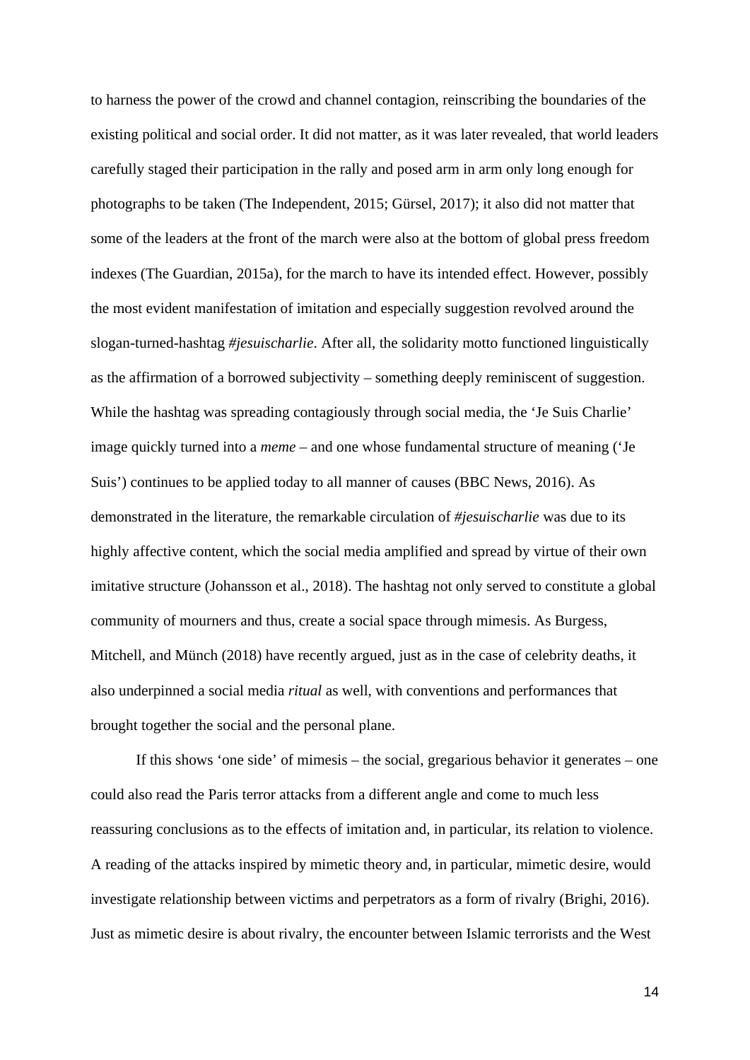to harness the power of the crowd and channel contagion, reinscribing the boundaries of the existing political and social order. It did not matter, as it was later revealed, that world leaders carefully staged their participation in the rally and posed arm in arm only long enough for photographs to be taken (The Independent, 2015; Gürsel, 2017); it also did not matter that some of the leaders at the front of the march were also at the bottom of global press freedom indexes (The Guardian, 2015a), for the march to have its intended effect. However, possibly the most evident manifestation of imitation and especially suggestion revolved around the slogan-turned-hashtag *#jesuischarlie*. After all, the solidarity motto functioned linguistically as the affirmation of a borrowed subjectivity – something deeply reminiscent of suggestion. While the hashtag was spreading contagiously through social media, the 'Je Suis Charlie' image quickly turned into a *meme* – and one whose fundamental structure of meaning ('Je Suis') continues to be applied today to all manner of causes (BBC News, 2016). As demonstrated in the literature, the remarkable circulation of *#jesuischarlie* was due to its highly affective content, which the social media amplified and spread by virtue of their own imitative structure (Johansson et al., 2018). The hashtag not only served to constitute a global community of mourners and thus, create a social space through mimesis. As Burgess, Mitchell, and Münch (2018) have recently argued, just as in the case of celebrity deaths, it also underpinned a social media *ritual* as well, with conventions and performances that brought together the social and the personal plane.

If this shows 'one side' of mimesis – the social, gregarious behavior it generates – one could also read the Paris terror attacks from a different angle and come to much less reassuring conclusions as to the effects of imitation and, in particular, its relation to violence. A reading of the attacks inspired by mimetic theory and, in particular, mimetic desire, would investigate relationship between victims and perpetrators as a form of rivalry (Brighi, 2016). Just as mimetic desire is about rivalry, the encounter between Islamic terrorists and the West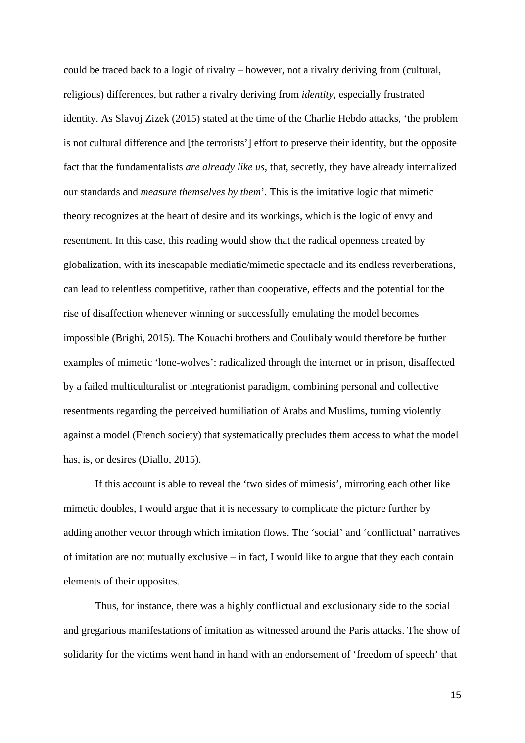could be traced back to a logic of rivalry – however, not a rivalry deriving from (cultural, religious) differences, but rather a rivalry deriving from *identity*, especially frustrated identity. As Slavoj Zizek (2015) stated at the time of the Charlie Hebdo attacks, 'the problem is not cultural difference and [the terrorists'] effort to preserve their identity, but the opposite fact that the fundamentalists *are already like us*, that, secretly, they have already internalized our standards and *measure themselves by them*'. This is the imitative logic that mimetic theory recognizes at the heart of desire and its workings, which is the logic of envy and resentment. In this case, this reading would show that the radical openness created by globalization, with its inescapable mediatic/mimetic spectacle and its endless reverberations, can lead to relentless competitive, rather than cooperative, effects and the potential for the rise of disaffection whenever winning or successfully emulating the model becomes impossible (Brighi, 2015). The Kouachi brothers and Coulibaly would therefore be further examples of mimetic 'lone-wolves': radicalized through the internet or in prison, disaffected by a failed multiculturalist or integrationist paradigm, combining personal and collective resentments regarding the perceived humiliation of Arabs and Muslims, turning violently against a model (French society) that systematically precludes them access to what the model has, is, or desires (Diallo, 2015).

If this account is able to reveal the 'two sides of mimesis', mirroring each other like mimetic doubles, I would argue that it is necessary to complicate the picture further by adding another vector through which imitation flows. The 'social' and 'conflictual' narratives of imitation are not mutually exclusive – in fact, I would like to argue that they each contain elements of their opposites.

Thus, for instance, there was a highly conflictual and exclusionary side to the social and gregarious manifestations of imitation as witnessed around the Paris attacks. The show of solidarity for the victims went hand in hand with an endorsement of 'freedom of speech' that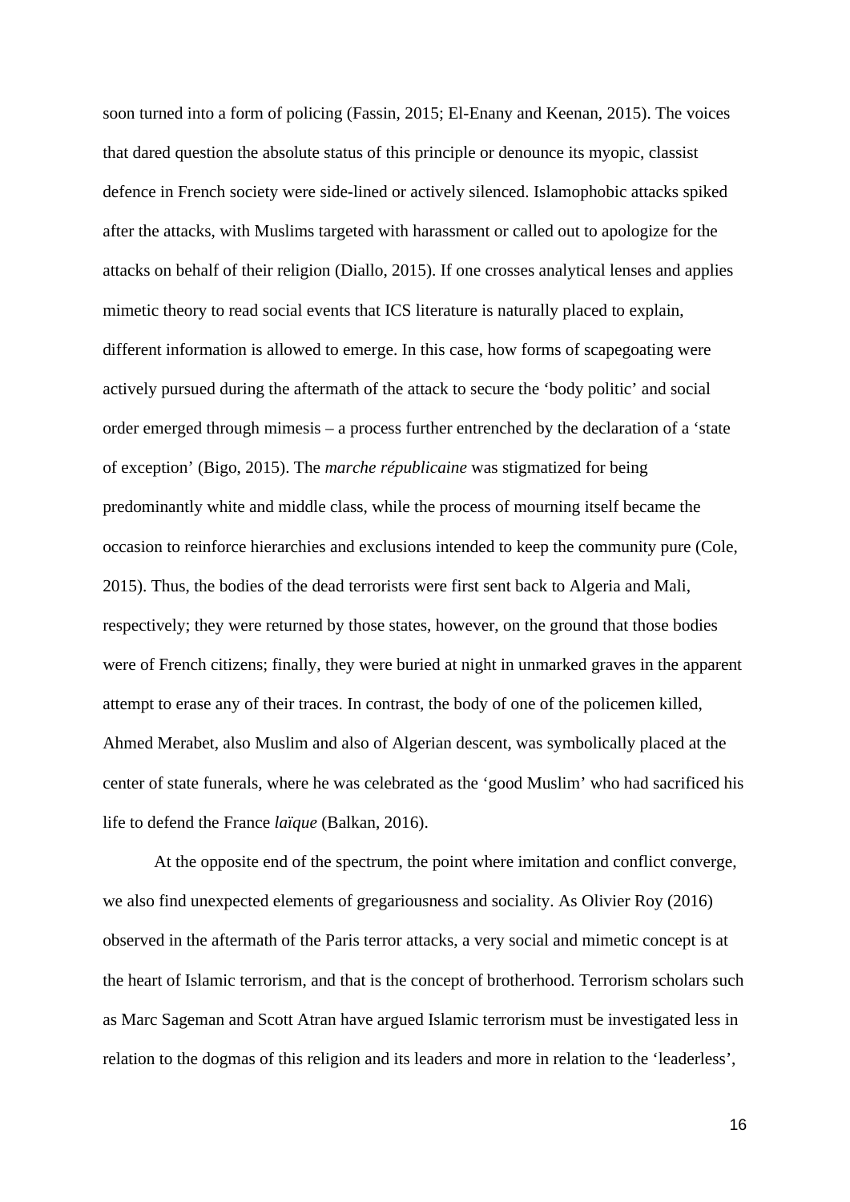soon turned into a form of policing (Fassin, 2015; El-Enany and Keenan, 2015). The voices that dared question the absolute status of this principle or denounce its myopic, classist defence in French society were side-lined or actively silenced. Islamophobic attacks spiked after the attacks, with Muslims targeted with harassment or called out to apologize for the attacks on behalf of their religion (Diallo, 2015). If one crosses analytical lenses and applies mimetic theory to read social events that ICS literature is naturally placed to explain, different information is allowed to emerge. In this case, how forms of scapegoating were actively pursued during the aftermath of the attack to secure the 'body politic' and social order emerged through mimesis – a process further entrenched by the declaration of a 'state of exception' (Bigo, 2015). The *marche républicaine* was stigmatized for being predominantly white and middle class, while the process of mourning itself became the occasion to reinforce hierarchies and exclusions intended to keep the community pure (Cole, 2015). Thus, the bodies of the dead terrorists were first sent back to Algeria and Mali, respectively; they were returned by those states, however, on the ground that those bodies were of French citizens; finally, they were buried at night in unmarked graves in the apparent attempt to erase any of their traces. In contrast, the body of one of the policemen killed, Ahmed Merabet, also Muslim and also of Algerian descent, was symbolically placed at the center of state funerals, where he was celebrated as the 'good Muslim' who had sacrificed his life to defend the France *laïque* (Balkan, 2016).

At the opposite end of the spectrum, the point where imitation and conflict converge, we also find unexpected elements of gregariousness and sociality. As Olivier Roy (2016) observed in the aftermath of the Paris terror attacks, a very social and mimetic concept is at the heart of Islamic terrorism, and that is the concept of brotherhood. Terrorism scholars such as Marc Sageman and Scott Atran have argued Islamic terrorism must be investigated less in relation to the dogmas of this religion and its leaders and more in relation to the 'leaderless',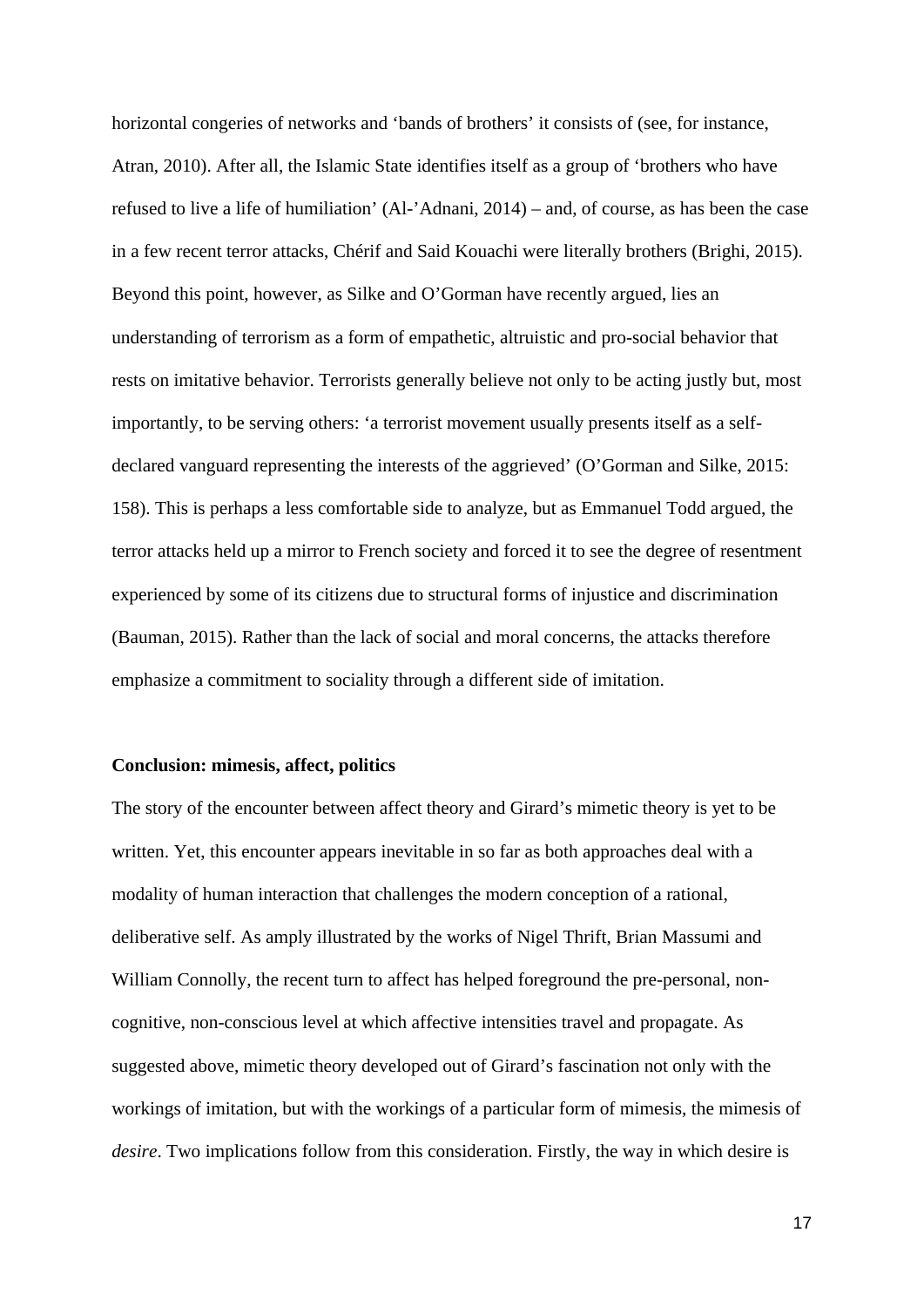horizontal congeries of networks and 'bands of brothers' it consists of (see, for instance, Atran, 2010). After all, the Islamic State identifies itself as a group of 'brothers who have refused to live a life of humiliation' (Al-'Adnani, 2014) – and, of course, as has been the case in a few recent terror attacks, Chérif and Said Kouachi were literally brothers (Brighi, 2015). Beyond this point, however, as Silke and O'Gorman have recently argued, lies an understanding of terrorism as a form of empathetic, altruistic and pro-social behavior that rests on imitative behavior. Terrorists generally believe not only to be acting justly but, most importantly, to be serving others: 'a terrorist movement usually presents itself as a self-declared vanguard representing the interests of the aggrieved' (O'Gorman and Silke, 2015: 158). This is perhaps a less comfortable side to analyze, but as Emmanuel Todd argued, the terror attacks held up a mirror to French society and forced it to see the degree of resentment experienced by some of its citizens due to structural forms of injustice and discrimination (Bauman, 2015). Rather than the lack of social and moral concerns, the attacks therefore emphasize a commitment to sociality through a different side of imitation.

## Conclusion: mimesis, affect, politics

The story of the encounter between affect theory and Girard's mimetic theory is yet to be written. Yet, this encounter appears inevitable in so far as both approaches deal with a modality of human interaction that challenges the modern conception of a rational, deliberative self. As amply illustrated by the works of Nigel Thrift, Brian Massumi and William Connolly, the recent turn to affect has helped foreground the pre-personal, non-cognitive, non-conscious level at which affective intensities travel and propagate. As suggested above, mimetic theory developed out of Girard's fascination not only with the workings of imitation, but with the workings of a particular form of mimesis, the mimesis of *desire*. Two implications follow from this consideration. Firstly, the way in which desire is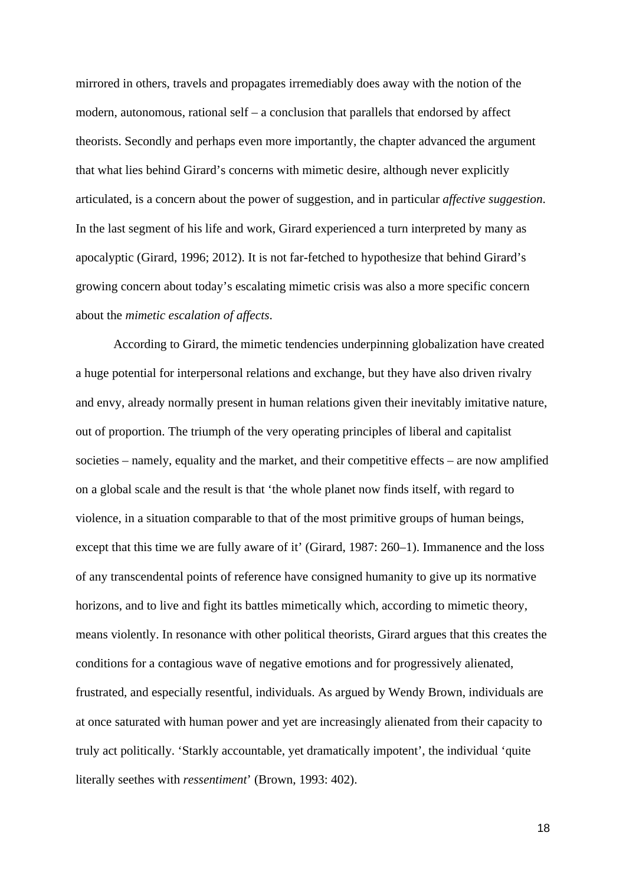mirrored in others, travels and propagates irremediably does away with the notion of the modern, autonomous, rational self – a conclusion that parallels that endorsed by affect theorists. Secondly and perhaps even more importantly, the chapter advanced the argument that what lies behind Girard's concerns with mimetic desire, although never explicitly articulated, is a concern about the power of suggestion, and in particular *affective suggestion*. In the last segment of his life and work, Girard experienced a turn interpreted by many as apocalyptic (Girard, 1996; 2012). It is not far-fetched to hypothesize that behind Girard's growing concern about today's escalating mimetic crisis was also a more specific concern about the *mimetic escalation of affects*.

According to Girard, the mimetic tendencies underpinning globalization have created a huge potential for interpersonal relations and exchange, but they have also driven rivalry and envy, already normally present in human relations given their inevitably imitative nature, out of proportion. The triumph of the very operating principles of liberal and capitalist societies – namely, equality and the market, and their competitive effects – are now amplified on a global scale and the result is that 'the whole planet now finds itself, with regard to violence, in a situation comparable to that of the most primitive groups of human beings, except that this time we are fully aware of it' (Girard, 1987: 260–1). Immanence and the loss of any transcendental points of reference have consigned humanity to give up its normative horizons, and to live and fight its battles mimetically which, according to mimetic theory, means violently. In resonance with other political theorists, Girard argues that this creates the conditions for a contagious wave of negative emotions and for progressively alienated, frustrated, and especially resentful, individuals. As argued by Wendy Brown, individuals are at once saturated with human power and yet are increasingly alienated from their capacity to truly act politically. 'Starkly accountable, yet dramatically impotent', the individual 'quite literally seethes with *ressentiment*' (Brown, 1993: 402).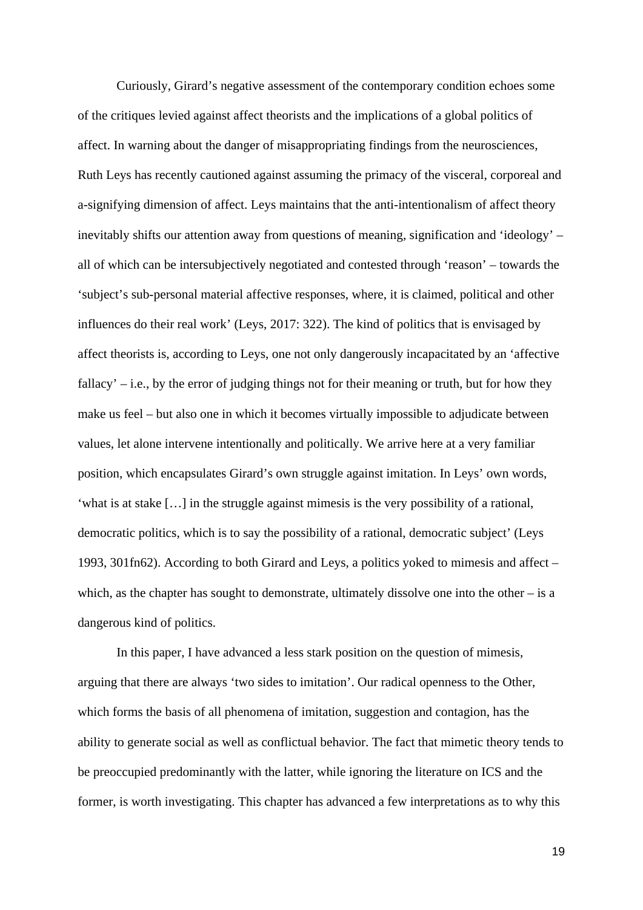Curiously, Girard's negative assessment of the contemporary condition echoes some of the critiques levied against affect theorists and the implications of a global politics of affect. In warning about the danger of misappropriating findings from the neurosciences, Ruth Leys has recently cautioned against assuming the primacy of the visceral, corporeal and a-signifying dimension of affect. Leys maintains that the anti-intentionalism of affect theory inevitably shifts our attention away from questions of meaning, signification and 'ideology' – all of which can be intersubjectively negotiated and contested through 'reason' – towards the 'subject's sub-personal material affective responses, where, it is claimed, political and other influences do their real work' (Leys, 2017: 322). The kind of politics that is envisaged by affect theorists is, according to Leys, one not only dangerously incapacitated by an 'affective fallacy' – i.e., by the error of judging things not for their meaning or truth, but for how they make us feel – but also one in which it becomes virtually impossible to adjudicate between values, let alone intervene intentionally and politically. We arrive here at a very familiar position, which encapsulates Girard's own struggle against imitation. In Leys' own words, 'what is at stake […] in the struggle against mimesis is the very possibility of a rational, democratic politics, which is to say the possibility of a rational, democratic subject' (Leys 1993, 301fn62). According to both Girard and Leys, a politics yoked to mimesis and affect – which, as the chapter has sought to demonstrate, ultimately dissolve one into the other – is a dangerous kind of politics.

In this paper, I have advanced a less stark position on the question of mimesis, arguing that there are always 'two sides to imitation'. Our radical openness to the Other, which forms the basis of all phenomena of imitation, suggestion and contagion, has the ability to generate social as well as conflictual behavior. The fact that mimetic theory tends to be preoccupied predominantly with the latter, while ignoring the literature on ICS and the former, is worth investigating. This chapter has advanced a few interpretations as to why this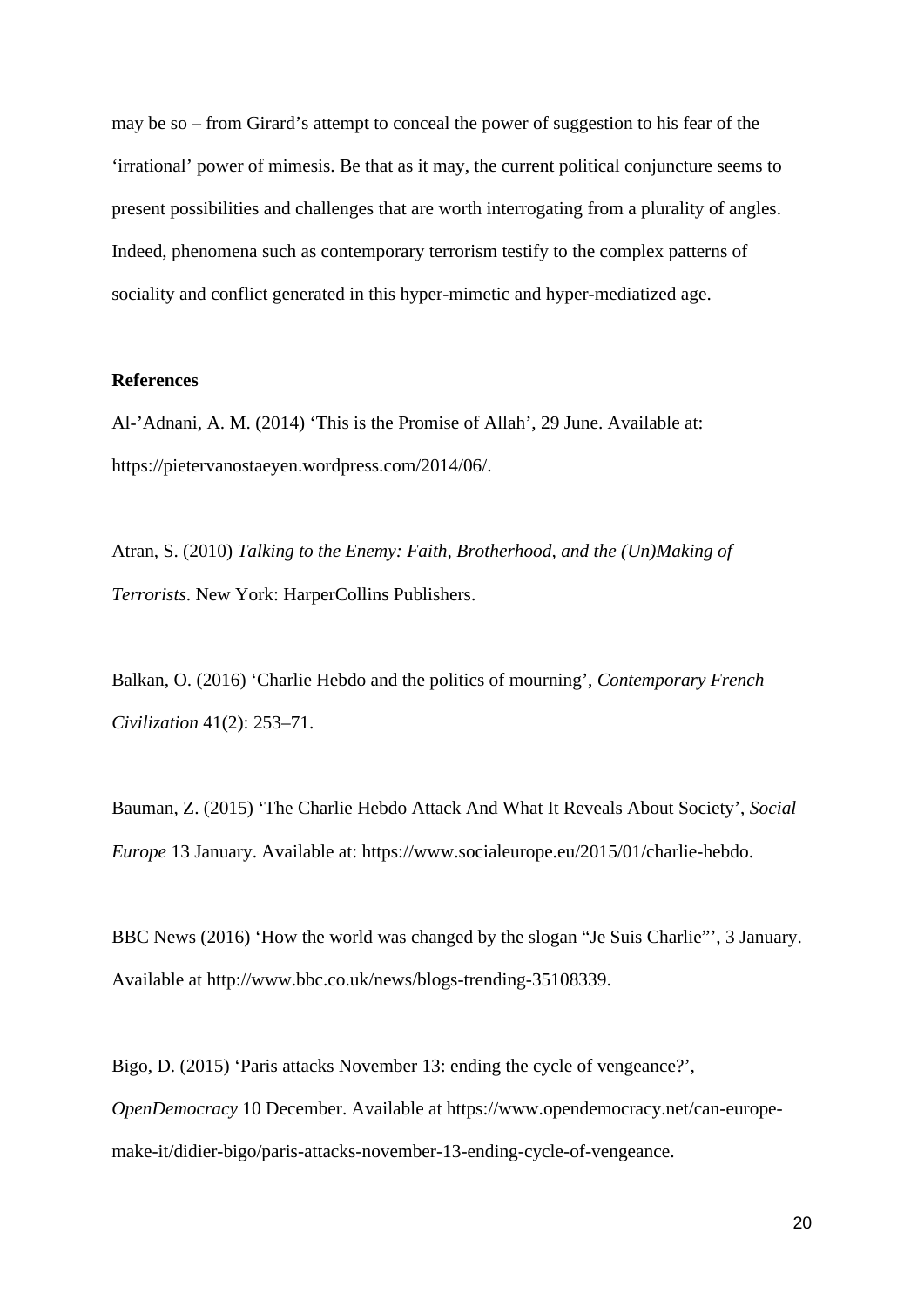may be so – from Girard's attempt to conceal the power of suggestion to his fear of the 'irrational' power of mimesis. Be that as it may, the current political conjuncture seems to present possibilities and challenges that are worth interrogating from a plurality of angles. Indeed, phenomena such as contemporary terrorism testify to the complex patterns of sociality and conflict generated in this hyper-mimetic and hyper-mediatized age.

**References**

Al-'Adnani, A. M. (2014) 'This is the Promise of Allah', 29 June. Available at: https://pietervanostaeyen.wordpress.com/2014/06/.

Atran, S. (2010) *Talking to the Enemy: Faith, Brotherhood, and the (Un)Making of Terrorists*. New York: HarperCollins Publishers.

Balkan, O. (2016) 'Charlie Hebdo and the politics of mourning', *Contemporary French Civilization* 41(2): 253–71.

Bauman, Z. (2015) 'The Charlie Hebdo Attack And What It Reveals About Society', *Social Europe* 13 January. Available at: https://www.socialeurope.eu/2015/01/charlie-hebdo.

BBC News (2016) 'How the world was changed by the slogan "Je Suis Charlie"', 3 January. Available at http://www.bbc.co.uk/news/blogs-trending-35108339.

Bigo, D. (2015) 'Paris attacks November 13: ending the cycle of vengeance?', *OpenDemocracy* 10 December. Available at https://www.opendemocracy.net/can-europe-make-it/didier-bigo/paris-attacks-november-13-ending-cycle-of-vengeance.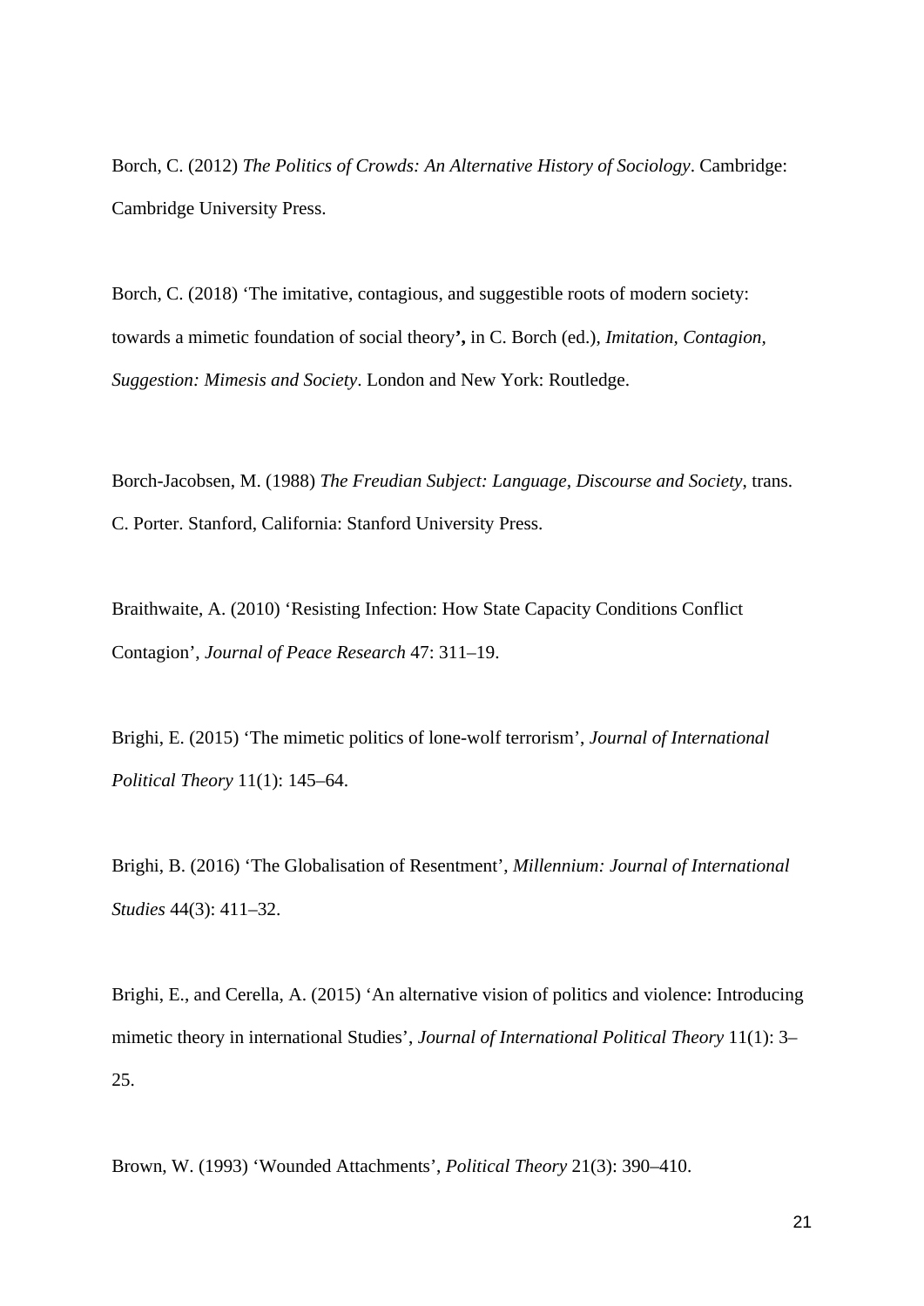Borch, C. (2012) *The Politics of Crowds: An Alternative History of Sociology*. Cambridge: Cambridge University Press.

Borch, C. (2018) 'The imitative, contagious, and suggestible roots of modern society: towards a mimetic foundation of social theory**',** in C. Borch (ed.), *Imitation, Contagion, Suggestion: Mimesis and Society*. London and New York: Routledge.

Borch-Jacobsen, M. (1988) *The Freudian Subject: Language, Discourse and Society*, trans. C. Porter. Stanford, California: Stanford University Press.

Braithwaite, A. (2010) 'Resisting Infection: How State Capacity Conditions Conflict Contagion', *Journal of Peace Research* 47: 311–19.

Brighi, E. (2015) 'The mimetic politics of lone-wolf terrorism', *Journal of International Political Theory* 11(1): 145–64.

Brighi, B. (2016) 'The Globalisation of Resentment', *Millennium: Journal of International Studies* 44(3): 411–32.

Brighi, E., and Cerella, A. (2015) 'An alternative vision of politics and violence: Introducing mimetic theory in international Studies', *Journal of International Political Theory* 11(1): 3–25.

Brown, W. (1993) 'Wounded Attachments', *Political Theory* 21(3): 390–410.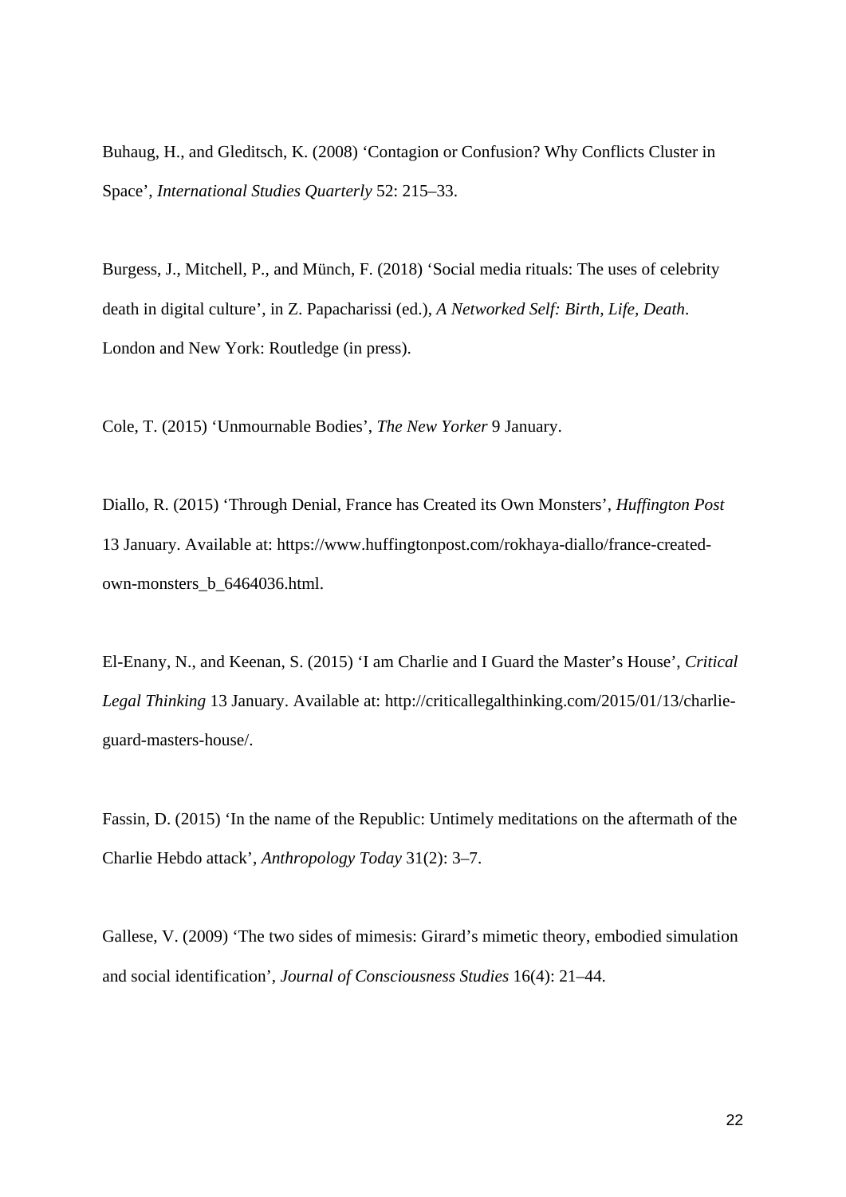Buhaug, H., and Gleditsch, K. (2008) ‘Contagion or Confusion? Why Conflicts Cluster in Space’, *International Studies Quarterly* 52: 215–33.

Burgess, J., Mitchell, P., and Münch, F. (2018) ‘Social media rituals: The uses of celebrity death in digital culture’, in Z. Papacharissi (ed.), *A Networked Self: Birth, Life, Death*. London and New York: Routledge (in press).

Cole, T. (2015) ‘Unmournable Bodies’, *The New Yorker* 9 January.

Diallo, R. (2015) ‘Through Denial, France has Created its Own Monsters’, *Huffington Post* 13 January. Available at: https://www.huffingtonpost.com/rokhaya-diallo/france-created-own-monsters_b_6464036.html.

El-Enany, N., and Keenan, S. (2015) ‘I am Charlie and I Guard the Master’s House’, *Critical Legal Thinking* 13 January. Available at: http://criticallegalthinking.com/2015/01/13/charlie-guard-masters-house/.

Fassin, D. (2015) ‘In the name of the Republic: Untimely meditations on the aftermath of the Charlie Hebdo attack’, *Anthropology Today* 31(2): 3–7.

Gallese, V. (2009) ‘The two sides of mimesis: Girard’s mimetic theory, embodied simulation and social identification’, *Journal of Consciousness Studies* 16(4): 21–44.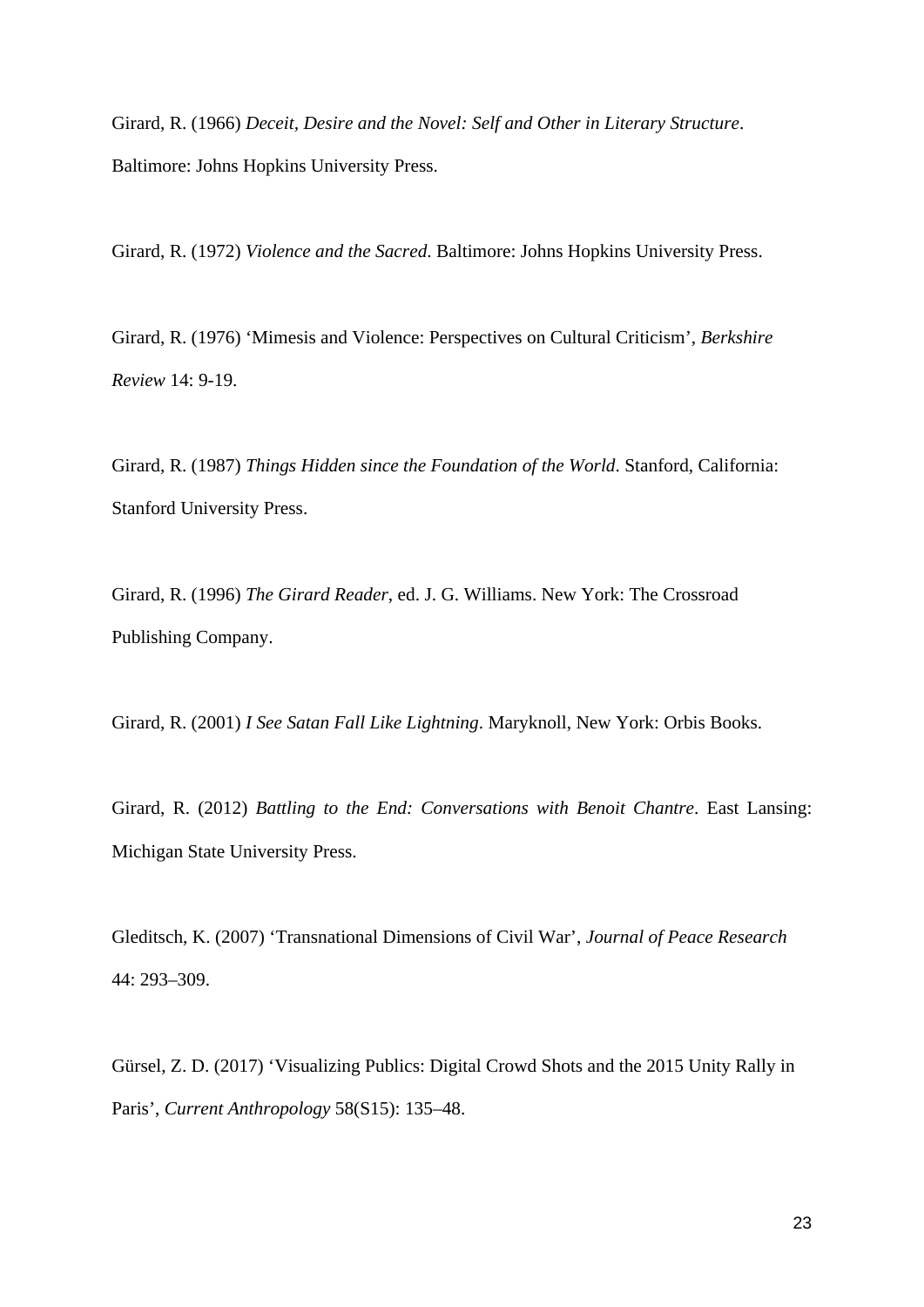Girard, R. (1966) *Deceit, Desire and the Novel: Self and Other in Literary Structure*. Baltimore: Johns Hopkins University Press.

Girard, R. (1972) *Violence and the Sacred*. Baltimore: Johns Hopkins University Press.

Girard, R. (1976) 'Mimesis and Violence: Perspectives on Cultural Criticism', *Berkshire Review* 14: 9-19.

Girard, R. (1987) *Things Hidden since the Foundation of the World*. Stanford, California: Stanford University Press.

Girard, R. (1996) *The Girard Reader*, ed. J. G. Williams. New York: The Crossroad Publishing Company.

Girard, R. (2001) *I See Satan Fall Like Lightning*. Maryknoll, New York: Orbis Books.

Girard, R. (2012) *Battling to the End: Conversations with Benoit Chantre*. East Lansing: Michigan State University Press.

Gleditsch, K. (2007) 'Transnational Dimensions of Civil War', *Journal of Peace Research* 44: 293–309.

Gürsel, Z. D. (2017) 'Visualizing Publics: Digital Crowd Shots and the 2015 Unity Rally in Paris', *Current Anthropology* 58(S15): 135–48.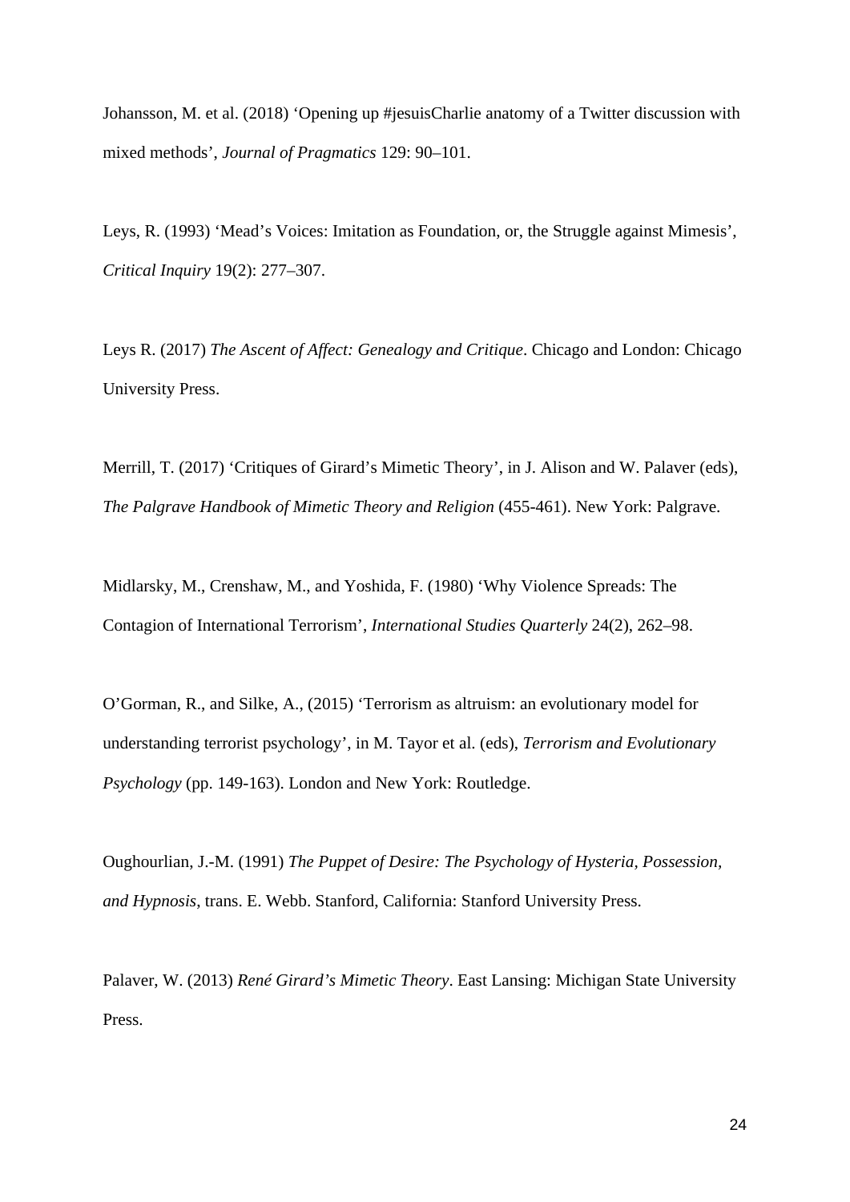Johansson, M. et al. (2018) ‘Opening up #jesuisCharlie anatomy of a Twitter discussion with mixed methods’, *Journal of Pragmatics* 129: 90–101.

Leys, R. (1993) ‘Mead’s Voices: Imitation as Foundation, or, the Struggle against Mimesis’, *Critical Inquiry* 19(2): 277–307.

Leys R. (2017) *The Ascent of Affect: Genealogy and Critique*. Chicago and London: Chicago University Press.

Merrill, T. (2017) ‘Critiques of Girard’s Mimetic Theory’, in J. Alison and W. Palaver (eds), *The Palgrave Handbook of Mimetic Theory and Religion* (455-461). New York: Palgrave.

Midlarsky, M., Crenshaw, M., and Yoshida, F. (1980) ‘Why Violence Spreads: The Contagion of International Terrorism’, *International Studies Quarterly* 24(2), 262–98.

O’Gorman, R., and Silke, A., (2015) ‘Terrorism as altruism: an evolutionary model for understanding terrorist psychology’, in M. Tayor et al. (eds), *Terrorism and Evolutionary Psychology* (pp. 149-163). London and New York: Routledge.

Oughourlian, J.-M. (1991) *The Puppet of Desire: The Psychology of Hysteria, Possession, and Hypnosis*, trans. E. Webb. Stanford, California: Stanford University Press.

Palaver, W. (2013) *René Girard’s Mimetic Theory*. East Lansing: Michigan State University Press.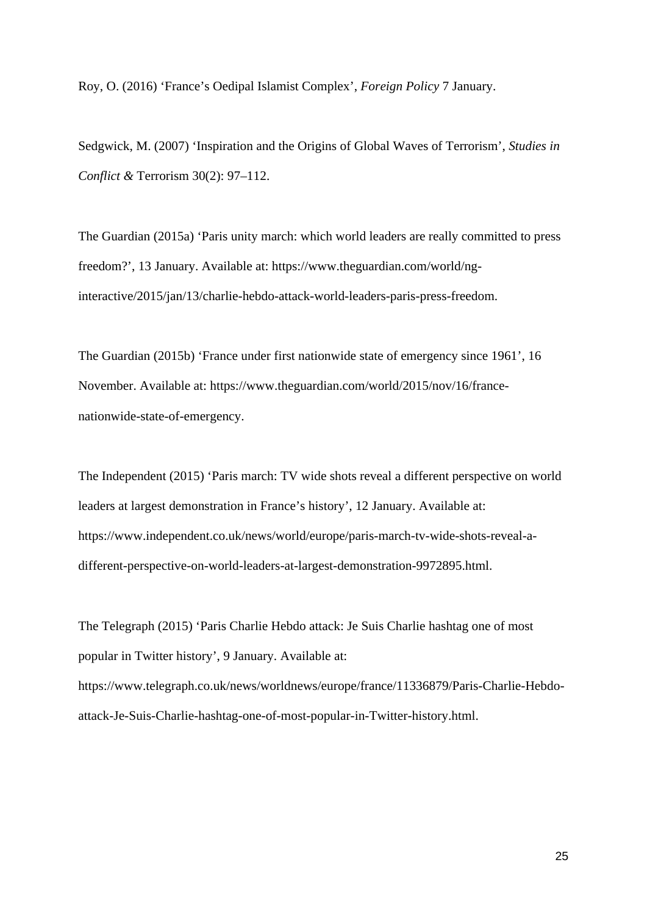Roy, O. (2016) ‘France’s Oedipal Islamist Complex’, *Foreign Policy* 7 January.

Sedgwick, M. (2007) ‘Inspiration and the Origins of Global Waves of Terrorism’, *Studies in Conflict &* Terrorism 30(2): 97–112.

The Guardian (2015a) ‘Paris unity march: which world leaders are really committed to press freedom?’, 13 January. Available at: https://www.theguardian.com/world/ng-interactive/2015/jan/13/charlie-hebdo-attack-world-leaders-paris-press-freedom.

The Guardian (2015b) ‘France under first nationwide state of emergency since 1961’, 16 November. Available at: https://www.theguardian.com/world/2015/nov/16/france-nationwide-state-of-emergency.

The Independent (2015) ‘Paris march: TV wide shots reveal a different perspective on world leaders at largest demonstration in France’s history’, 12 January. Available at: https://www.independent.co.uk/news/world/europe/paris-march-tv-wide-shots-reveal-a-different-perspective-on-world-leaders-at-largest-demonstration-9972895.html.

The Telegraph (2015) ‘Paris Charlie Hebdo attack: Je Suis Charlie hashtag one of most popular in Twitter history’, 9 January. Available at: https://www.telegraph.co.uk/news/worldnews/europe/france/11336879/Paris-Charlie-Hebdo-attack-Je-Suis-Charlie-hashtag-one-of-most-popular-in-Twitter-history.html.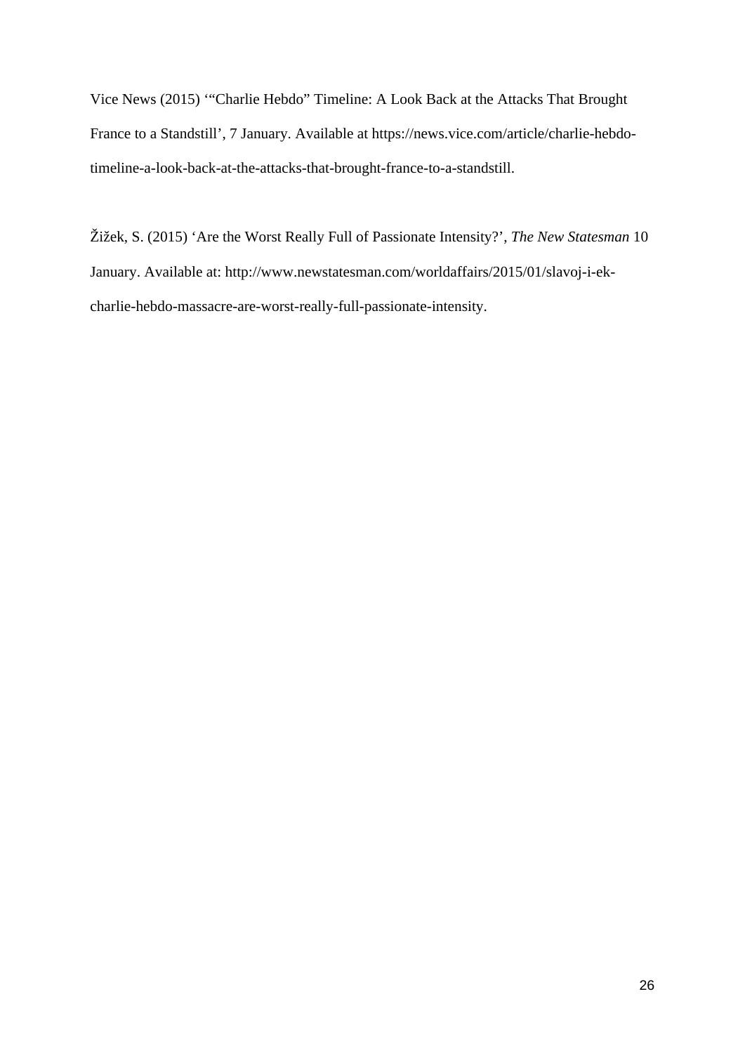Vice News (2015) '"Charlie Hebdo" Timeline: A Look Back at the Attacks That Brought France to a Standstill', 7 January. Available at https://news.vice.com/article/charlie-hebdo-timeline-a-look-back-at-the-attacks-that-brought-france-to-a-standstill.

Žižek, S. (2015) 'Are the Worst Really Full of Passionate Intensity?', *The New Statesman* 10 January. Available at: http://www.newstatesman.com/worldaffairs/2015/01/slavoj-i-ek-charlie-hebdo-massacre-are-worst-really-full-passionate-intensity.